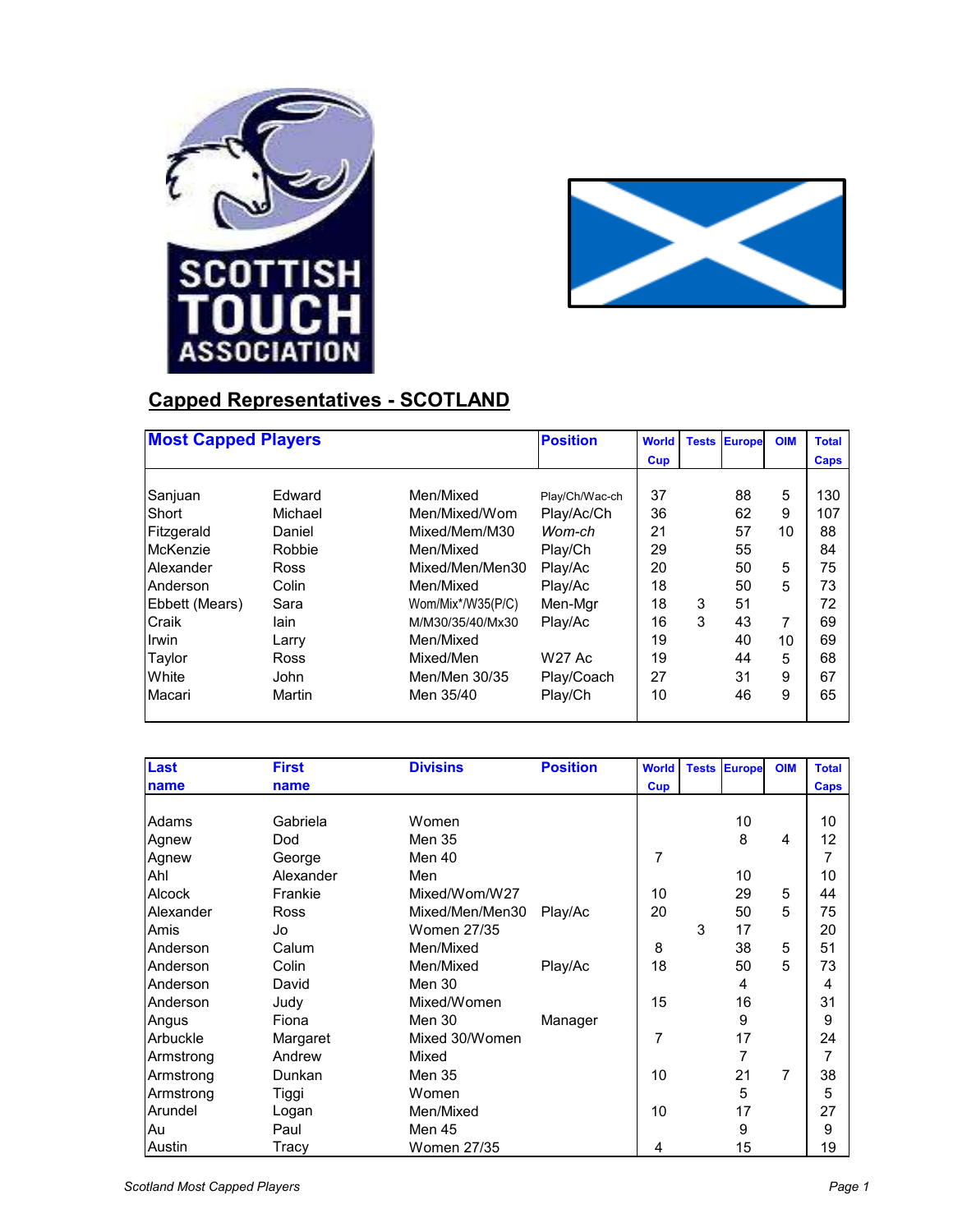## Capped Representatives - SCOTLAND

| Most Capped Players | | | Position | World Cup | Tests | Europe | OIM | Total Caps |
|---|---|---|---|---|---|---|---|---|
| Sanjuan | Edward | Men/Mixed | Play/Ch/Wac-ch | 37 | | 88 | 5 | 130 |
| Short | Michael | Men/Mixed/Wom | Play/Ac/Ch | 36 | | 62 | 9 | 107 |
| Fitzgerald | Daniel | Mixed/Mem/M30 | *Wom-ch* | 21 | | 57 | 10 | 88 |
| McKenzie | Robbie | Men/Mixed | Play/Ch | 29 | | 55 | | 84 |
| Alexander | Ross | Mixed/Men/Men30 | Play/Ac | 20 | | 50 | 5 | 75 |
| Anderson | Colin | Men/Mixed | Play/Ac | 18 | | 50 | 5 | 73 |
| Ebbett (Mears) | Sara | Wom/Mix*/W35(P/C) | Men-Mgr | 18 | 3 | 51 | | 72 |
| Craik | Iain | M/M30/35/40/Mx30 | Play/Ac | 16 | 3 | 43 | 7 | 69 |
| Irwin | Larry | Men/Mixed | | 19 | | 40 | 10 | 69 |
| Taylor | Ross | Mixed/Men | W27 Ac | 19 | | 44 | 5 | 68 |
| White | John | Men/Men 30/35 | Play/Coach | 27 | | 31 | 9 | 67 |
| Macari | Martin | Men 35/40 | Play/Ch | 10 | | 46 | 9 | 65 |

| Last name | First name | Divisins | Position | World Cup | Tests | Europe | OIM | Total Caps |
|---|---|---|---|---|---|---|---|---|
| Adams | Gabriela | Women | | | | 10 | | 10 |
| Agnew | Dod | Men 35 | | | | 8 | 4 | 12 |
| Agnew | George | Men 40 | | 7 | | | | 7 |
| Ahl | Alexander | Men | | | | 10 | | 10 |
| Alcock | Frankie | Mixed/Wom/W27 | | 10 | | 29 | 5 | 44 |
| Alexander | Ross | Mixed/Men/Men30 | Play/Ac | 20 | | 50 | 5 | 75 |
| Amis | Jo | Women 27/35 | | | 3 | 17 | | 20 |
| Anderson | Calum | Men/Mixed | | 8 | | 38 | 5 | 51 |
| Anderson | Colin | Men/Mixed | Play/Ac | 18 | | 50 | 5 | 73 |
| Anderson | David | Men 30 | | | | 4 | | 4 |
| Anderson | Judy | Mixed/Women | | 15 | | 16 | | 31 |
| Angus | Fiona | Men 30 | Manager | | | 9 | | 9 |
| Arbuckle | Margaret | Mixed 30/Women | | 7 | | 17 | | 24 |
| Armstrong | Andrew | Mixed | | | | 7 | | 7 |
| Armstrong | Dunkan | Men 35 | | 10 | | 21 | 7 | 38 |
| Armstrong | Tiggi | Women | | | | 5 | | 5 |
| Arundel | Logan | Men/Mixed | | 10 | | 17 | | 27 |
| Au | Paul | Men 45 | | | | 9 | | 9 |
| Austin | Tracy | Women 27/35 | | 4 | | 15 | | 19 |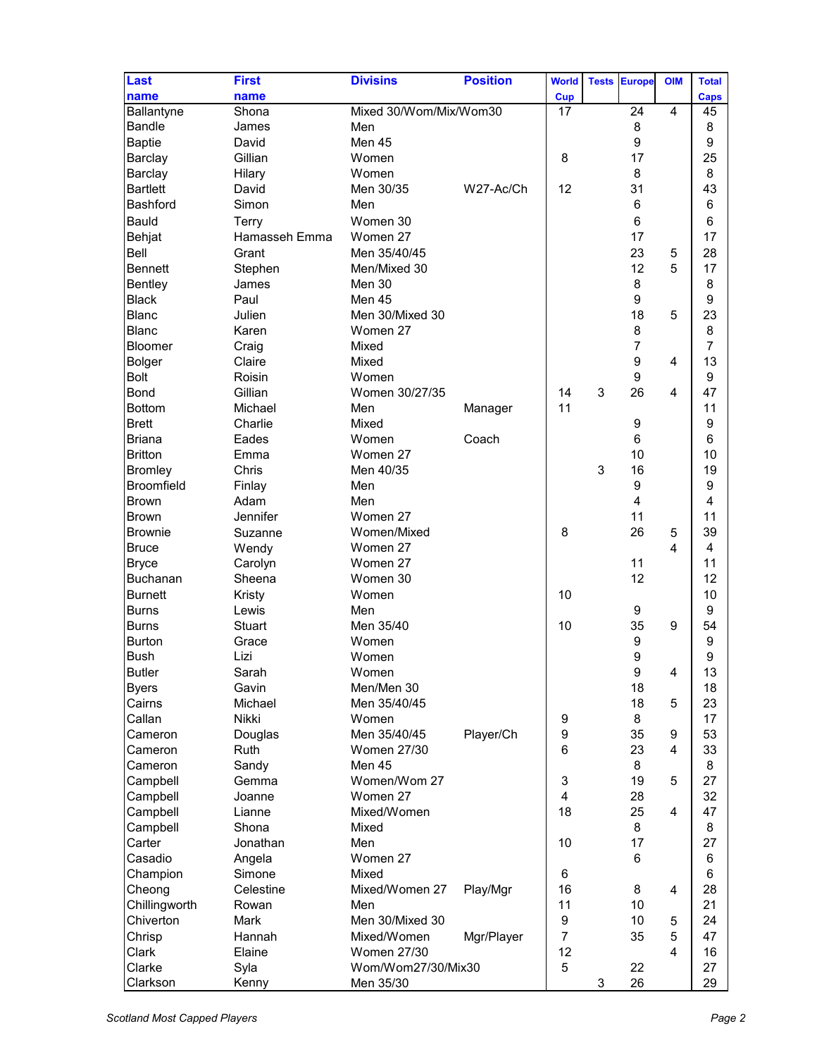| Last name | First name | Divisins | Position | World Cup | Tests | Europe | OIM | Total Caps |
|---|---|---|---|---|---|---|---|---|
| Ballantyne | Shona | Mixed 30/Wom/Mix/Wom30 | | 17 | | 24 | 4 | 45 |
| Bandle | James | Men | | | | 8 | | 8 |
| Baptie | David | Men 45 | | | | 9 | | 9 |
| Barclay | Gillian | Women | | 8 | | 17 | | 25 |
| Barclay | Hilary | Women | | | | 8 | | 8 |
| Bartlett | David | Men 30/35 | W27-Ac/Ch | 12 | | 31 | | 43 |
| Bashford | Simon | Men | | | | 6 | | 6 |
| Bauld | Terry | Women 30 | | | | 6 | | 6 |
| Behjat | Hamasseh Emma | Women 27 | | | | 17 | | 17 |
| Bell | Grant | Men 35/40/45 | | | | 23 | 5 | 28 |
| Bennett | Stephen | Men/Mixed 30 | | | | 12 | 5 | 17 |
| Bentley | James | Men 30 | | | | 8 | | 8 |
| Black | Paul | Men 45 | | | | 9 | | 9 |
| Blanc | Julien | Men 30/Mixed 30 | | | | 18 | 5 | 23 |
| Blanc | Karen | Women 27 | | | | 8 | | 8 |
| Bloomer | Craig | Mixed | | | | 7 | | 7 |
| Bolger | Claire | Mixed | | | | 9 | 4 | 13 |
| Bolt | Roisin | Women | | | | 9 | | 9 |
| Bond | Gillian | Women 30/27/35 | | 14 | 3 | 26 | 4 | 47 |
| Bottom | Michael | Men | Manager | 11 | | | | 11 |
| Brett | Charlie | Mixed | | | | 9 | | 9 |
| Briana | Eades | Women | Coach | | | 6 | | 6 |
| Britton | Emma | Women 27 | | | | 10 | | 10 |
| Bromley | Chris | Men 40/35 | | | 3 | 16 | | 19 |
| Broomfield | Finlay | Men | | | | 9 | | 9 |
| Brown | Adam | Men | | | | 4 | | 4 |
| Brown | Jennifer | Women 27 | | | | 11 | | 11 |
| Brownie | Suzanne | Women/Mixed | | 8 | | 26 | 5 | 39 |
| Bruce | Wendy | Women 27 | | | | | 4 | 4 |
| Bryce | Carolyn | Women 27 | | | | 11 | | 11 |
| Buchanan | Sheena | Women 30 | | | | 12 | | 12 |
| Burnett | Kristy | Women | | 10 | | | | 10 |
| Burns | Lewis | Men | | | | 9 | | 9 |
| Burns | Stuart | Men 35/40 | | 10 | | 35 | 9 | 54 |
| Burton | Grace | Women | | | | 9 | | 9 |
| Bush | Lizi | Women | | | | 9 | | 9 |
| Butler | Sarah | Women | | | | 9 | 4 | 13 |
| Byers | Gavin | Men/Men 30 | | | | 18 | | 18 |
| Cairns | Michael | Men 35/40/45 | | | | 18 | 5 | 23 |
| Callan | Nikki | Women | | 9 | | 8 | | 17 |
| Cameron | Douglas | Men 35/40/45 | Player/Ch | 9 | | 35 | 9 | 53 |
| Cameron | Ruth | Women 27/30 | | 6 | | 23 | 4 | 33 |
| Cameron | Sandy | Men 45 | | | | 8 | | 8 |
| Campbell | Gemma | Women/Wom 27 | | 3 | | 19 | 5 | 27 |
| Campbell | Joanne | Women 27 | | 4 | | 28 | | 32 |
| Campbell | Lianne | Mixed/Women | | 18 | | 25 | 4 | 47 |
| Campbell | Shona | Mixed | | | | 8 | | 8 |
| Carter | Jonathan | Men | | 10 | | 17 | | 27 |
| Casadio | Angela | Women 27 | | | | 6 | | 6 |
| Champion | Simone | Mixed | | 6 | | | | 6 |
| Cheong | Celestine | Mixed/Women 27 | Play/Mgr | 16 | | 8 | 4 | 28 |
| Chillingworth | Rowan | Men | | 11 | | 10 | | 21 |
| Chiverton | Mark | Men 30/Mixed 30 | | 9 | | 10 | 5 | 24 |
| Chrisp | Hannah | Mixed/Women | Mgr/Player | 7 | | 35 | 5 | 47 |
| Clark | Elaine | Women 27/30 | | 12 | | | 4 | 16 |
| Clarke | Syla | Wom/Wom27/30/Mix30 | | 5 | | 22 | | 27 |
| Clarkson | Kenny | Men 35/30 | | | 3 | 26 | | 29 |

*Scotland Most Capped Players*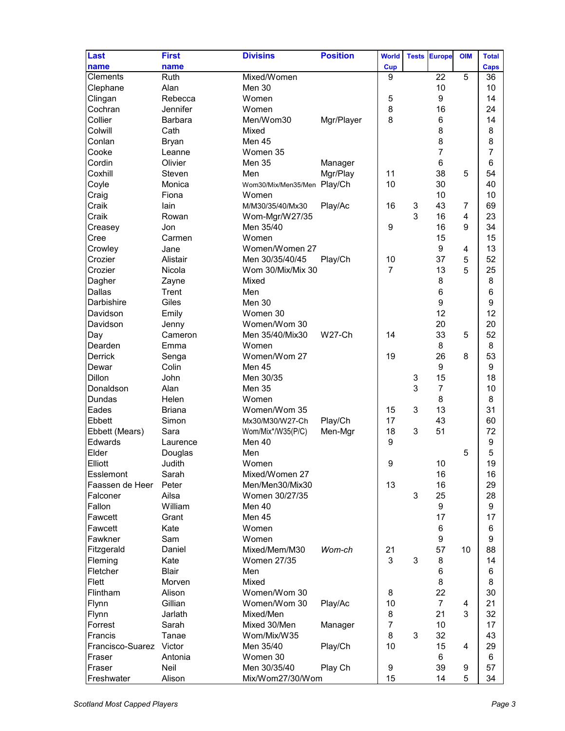| Last name | First name | Divisins | Position | World Cup | Tests | Europe | OIM | Total Caps |
|---|---|---|---|---|---|---|---|---|
| Clements | Ruth | Mixed/Women | | 9 | | 22 | 5 | 36 |
| Clephane | Alan | Men 30 | | | | 10 | | 10 |
| Clingan | Rebecca | Women | | 5 | | 9 | | 14 |
| Cochran | Jennifer | Women | | 8 | | 16 | | 24 |
| Collier | Barbara | Men/Wom30 | Mgr/Player | 8 | | 6 | | 14 |
| Colwill | Cath | Mixed | | | | 8 | | 8 |
| Conlan | Bryan | Men 45 | | | | 8 | | 8 |
| Cooke | Leanne | Women 35 | | | | 7 | | 7 |
| Cordin | Olivier | Men 35 | Manager | | | 6 | | 6 |
| Coxhill | Steven | Men | Mgr/Play | 11 | | 38 | 5 | 54 |
| Coyle | Monica | Wom30/Mix/Men35/Men | Play/Ch | 10 | | 30 | | 40 |
| Craig | Fiona | Women | | | | 10 | | 10 |
| Craik | Iain | M/M30/35/40/Mx30 | Play/Ac | 16 | 3 | 43 | 7 | 69 |
| Craik | Rowan | Wom-Mgr/W27/35 | | | 3 | 16 | 4 | 23 |
| Creasey | Jon | Men 35/40 | | 9 | | 16 | 9 | 34 |
| Cree | Carmen | Women | | | | 15 | | 15 |
| Crowley | Jane | Women/Women 27 | | | | 9 | 4 | 13 |
| Crozier | Alistair | Men 30/35/40/45 | Play/Ch | 10 | | 37 | 5 | 52 |
| Crozier | Nicola | Wom 30/Mix/Mix 30 | | 7 | | 13 | 5 | 25 |
| Dagher | Zayne | Mixed | | | | 8 | | 8 |
| Dallas | Trent | Men | | | | 6 | | 6 |
| Darbishire | Giles | Men 30 | | | | 9 | | 9 |
| Davidson | Emily | Women 30 | | | | 12 | | 12 |
| Davidson | Jenny | Women/Wom 30 | | | | 20 | | 20 |
| Day | Cameron | Men 35/40/Mix30 | W27-Ch | 14 | | 33 | 5 | 52 |
| Dearden | Emma | Women | | | | 8 | | 8 |
| Derrick | Senga | Women/Wom 27 | | 19 | | 26 | 8 | 53 |
| Dewar | Colin | Men 45 | | | | 9 | | 9 |
| Dillon | John | Men 30/35 | | | 3 | 15 | | 18 |
| Donaldson | Alan | Men 35 | | | 3 | 7 | | 10 |
| Dundas | Helen | Women | | | | 8 | | 8 |
| Eades | Briana | Women/Wom 35 | | 15 | 3 | 13 | | 31 |
| Ebbett | Simon | Mx30/M30/W27-Ch | Play/Ch | 17 | | 43 | | 60 |
| Ebbett (Mears) | Sara | Wom/Mix*/W35(P/C) | Men-Mgr | 18 | 3 | 51 | | 72 |
| Edwards | Laurence | Men 40 | | 9 | | | | 9 |
| Elder | Douglas | Men | | | | | 5 | 5 |
| Elliott | Judith | Women | | 9 | | 10 | | 19 |
| Esslemont | Sarah | Mixed/Women 27 | | | | 16 | | 16 |
| Faassen de Heer | Peter | Men/Men30/Mix30 | | 13 | | 16 | | 29 |
| Falconer | Ailsa | Women 30/27/35 | | | 3 | 25 | | 28 |
| Fallon | William | Men 40 | | | | 9 | | 9 |
| Fawcett | Grant | Men 45 | | | | 17 | | 17 |
| Fawcett | Kate | Women | | | | 6 | | 6 |
| Fawkner | Sam | Women | | | | 9 | | 9 |
| Fitzgerald | Daniel | Mixed/Mem/M30 | *Wom-ch* | 21 | | 57 | 10 | 88 |
| Fleming | Kate | Women 27/35 | | 3 | 3 | 8 | | 14 |
| Fletcher | Blair | Men | | | | 6 | | 6 |
| Flett | Morven | Mixed | | | | 8 | | 8 |
| Flintham | Alison | Women/Wom 30 | | 8 | | 22 | | 30 |
| Flynn | Gillian | Women/Wom 30 | Play/Ac | 10 | | 7 | 4 | 21 |
| Flynn | Jarlath | Mixed/Men | | 8 | | 21 | 3 | 32 |
| Forrest | Sarah | Mixed 30/Men | Manager | 7 | | 10 | | 17 |
| Francis | Tanae | Wom/Mix/W35 | | 8 | 3 | 32 | | 43 |
| Francisco-Suarez | Victor | Men 35/40 | Play/Ch | 10 | | 15 | 4 | 29 |
| Fraser | Antonia | Women 30 | | | | 6 | | 6 |
| Fraser | Neil | Men 30/35/40 | Play Ch | 9 | | 39 | 9 | 57 |
| Freshwater | Alison | Mix/Wom27/30/Wom | | 15 | | 14 | 5 | 34 |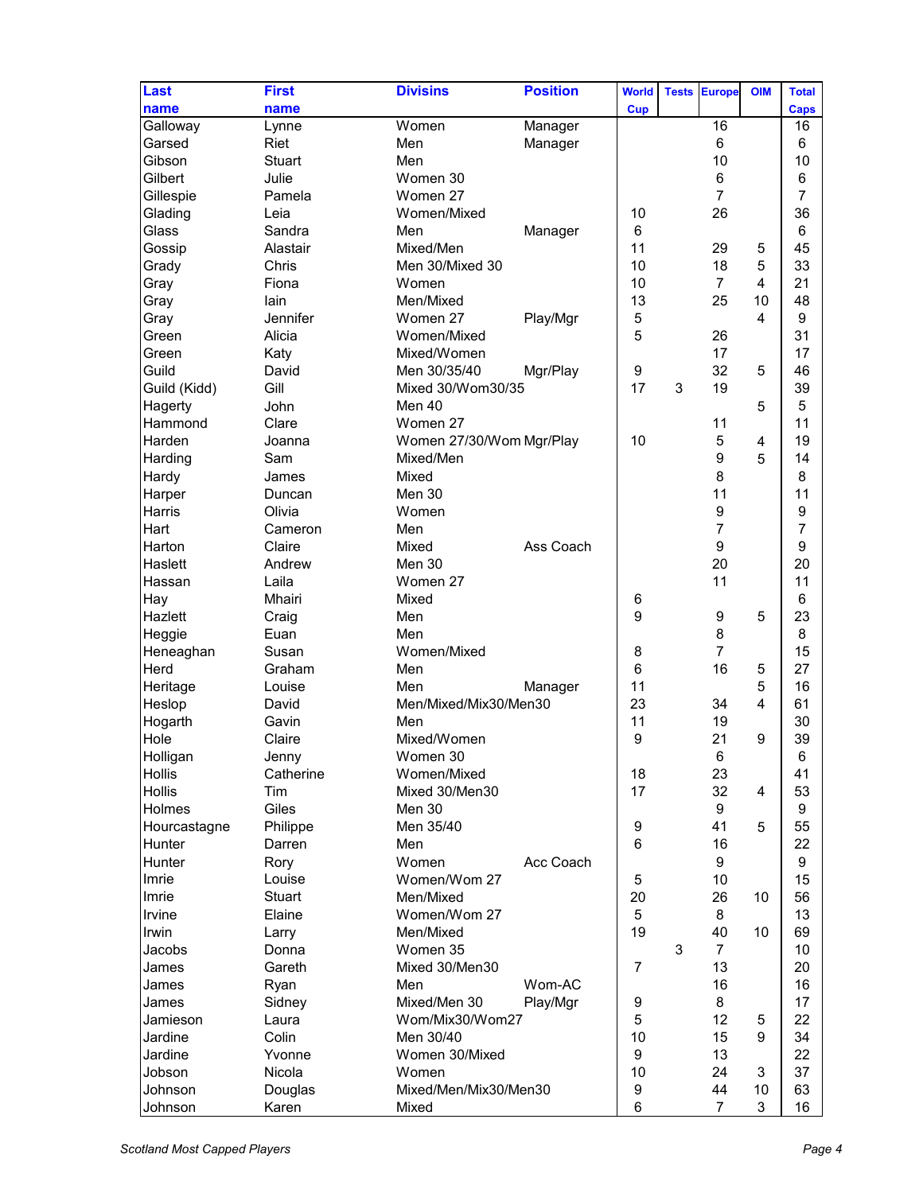| Last name | First name | Divisins | Position | World Cup | Tests | Europe | OIM | Total Caps |
|---|---|---|---|---|---|---|---|---|
| Galloway | Lynne | Women | Manager | | | 16 | | 16 |
| Garsed | Riet | Men | Manager | | | 6 | | 6 |
| Gibson | Stuart | Men | | | | 10 | | 10 |
| Gilbert | Julie | Women 30 | | | | 6 | | 6 |
| Gillespie | Pamela | Women 27 | | | | 7 | | 7 |
| Glading | Leia | Women/Mixed | | 10 | | 26 | | 36 |
| Glass | Sandra | Men | Manager | 6 | | | | 6 |
| Gossip | Alastair | Mixed/Men | | 11 | | 29 | 5 | 45 |
| Grady | Chris | Men 30/Mixed 30 | | 10 | | 18 | 5 | 33 |
| Gray | Fiona | Women | | 10 | | 7 | 4 | 21 |
| Gray | Iain | Men/Mixed | | 13 | | 25 | 10 | 48 |
| Gray | Jennifer | Women 27 | Play/Mgr | 5 | | | 4 | 9 |
| Green | Alicia | Women/Mixed | | 5 | | 26 | | 31 |
| Green | Katy | Mixed/Women | | | | 17 | | 17 |
| Guild | David | Men 30/35/40 | Mgr/Play | 9 | | 32 | 5 | 46 |
| Guild (Kidd) | Gill | Mixed 30/Wom30/35 | | 17 | 3 | 19 | | 39 |
| Hagerty | John | Men 40 | | | | | 5 | 5 |
| Hammond | Clare | Women 27 | | | | 11 | | 11 |
| Harden | Joanna | Women 27/30/Wom | Mgr/Play | 10 | | 5 | 4 | 19 |
| Harding | Sam | Mixed/Men | | | | 9 | 5 | 14 |
| Hardy | James | Mixed | | | | 8 | | 8 |
| Harper | Duncan | Men 30 | | | | 11 | | 11 |
| Harris | Olivia | Women | | | | 9 | | 9 |
| Hart | Cameron | Men | | | | 7 | | 7 |
| Harton | Claire | Mixed | Ass Coach | | | 9 | | 9 |
| Haslett | Andrew | Men 30 | | | | 20 | | 20 |
| Hassan | Laila | Women 27 | | | | 11 | | 11 |
| Hay | Mhairi | Mixed | | 6 | | | | 6 |
| Hazlett | Craig | Men | | 9 | | 9 | 5 | 23 |
| Heggie | Euan | Men | | | | 8 | | 8 |
| Heneaghan | Susan | Women/Mixed | | 8 | | 7 | | 15 |
| Herd | Graham | Men | | 6 | | 16 | 5 | 27 |
| Heritage | Louise | Men | Manager | 11 | | | 5 | 16 |
| Heslop | David | Men/Mixed/Mix30/Men30 | | 23 | | 34 | 4 | 61 |
| Hogarth | Gavin | Men | | 11 | | 19 | | 30 |
| Hole | Claire | Mixed/Women | | 9 | | 21 | 9 | 39 |
| Holligan | Jenny | Women 30 | | | | 6 | | 6 |
| Hollis | Catherine | Women/Mixed | | 18 | | 23 | | 41 |
| Hollis | Tim | Mixed 30/Men30 | | 17 | | 32 | 4 | 53 |
| Holmes | Giles | Men 30 | | | | 9 | | 9 |
| Hourcastagne | Philippe | Men 35/40 | | 9 | | 41 | 5 | 55 |
| Hunter | Darren | Men | | 6 | | 16 | | 22 |
| Hunter | Rory | Women | Acc Coach | | | 9 | | 9 |
| Imrie | Louise | Women/Wom 27 | | 5 | | 10 | | 15 |
| Imrie | Stuart | Men/Mixed | | 20 | | 26 | 10 | 56 |
| Irvine | Elaine | Women/Wom 27 | | 5 | | 8 | | 13 |
| Irwin | Larry | Men/Mixed | | 19 | | 40 | 10 | 69 |
| Jacobs | Donna | Women 35 | | | 3 | 7 | | 10 |
| James | Gareth | Mixed 30/Men30 | | 7 | | 13 | | 20 |
| James | Ryan | Men | Wom-AC | | | 16 | | 16 |
| James | Sidney | Mixed/Men 30 | Play/Mgr | 9 | | 8 | | 17 |
| Jamieson | Laura | Wom/Mix30/Wom27 | | 5 | | 12 | 5 | 22 |
| Jardine | Colin | Men 30/40 | | 10 | | 15 | 9 | 34 |
| Jardine | Yvonne | Women 30/Mixed | | 9 | | 13 | | 22 |
| Jobson | Nicola | Women | | 10 | | 24 | 3 | 37 |
| Johnson | Douglas | Mixed/Men/Mix30/Men30 | | 9 | | 44 | 10 | 63 |
| Johnson | Karen | Mixed | | 6 | | 7 | 3 | 16 |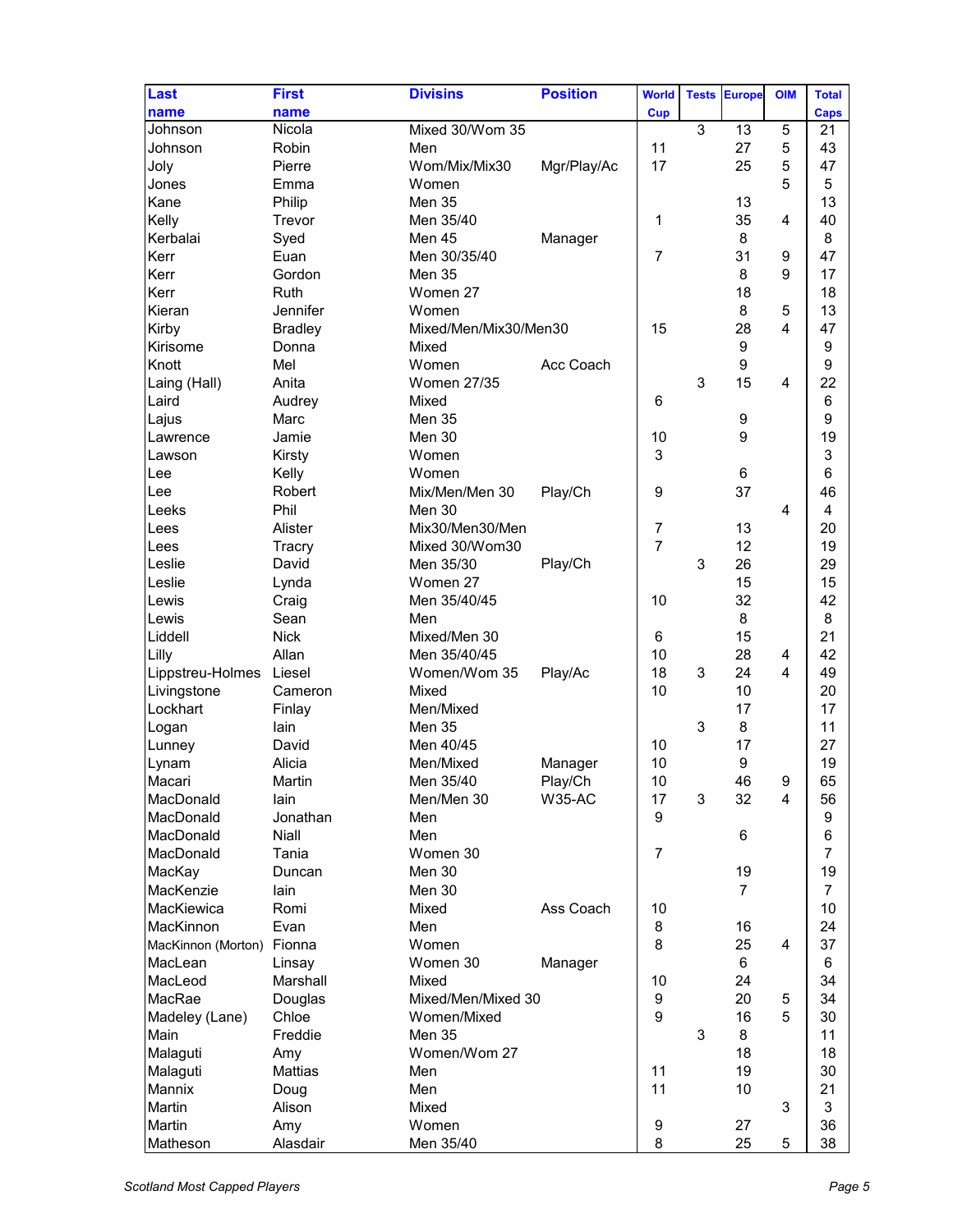| Last name | First name | Divisins | Position | World Cup | Tests | Europe | OIM | Total Caps |
|---|---|---|---|---|---|---|---|---|
| Johnson | Nicola | Mixed 30/Wom 35 | | | 3 | 13 | 5 | 21 |
| Johnson | Robin | Men | | 11 | | 27 | 5 | 43 |
| Joly | Pierre | Wom/Mix/Mix30 | Mgr/Play/Ac | 17 | | 25 | 5 | 47 |
| Jones | Emma | Women | | | | | 5 | 5 |
| Kane | Philip | Men 35 | | | | 13 | | 13 |
| Kelly | Trevor | Men 35/40 | | 1 | | 35 | 4 | 40 |
| Kerbalai | Syed | Men 45 | Manager | | | 8 | | 8 |
| Kerr | Euan | Men 30/35/40 | | 7 | | 31 | 9 | 47 |
| Kerr | Gordon | Men 35 | | | | 8 | 9 | 17 |
| Kerr | Ruth | Women 27 | | | | 18 | | 18 |
| Kieran | Jennifer | Women | | | | 8 | 5 | 13 |
| Kirby | Bradley | Mixed/Men/Mix30/Men30 | | 15 | | 28 | 4 | 47 |
| Kirisome | Donna | Mixed | | | | 9 | | 9 |
| Knott | Mel | Women | Acc Coach | | | 9 | | 9 |
| Laing (Hall) | Anita | Women 27/35 | | | 3 | 15 | 4 | 22 |
| Laird | Audrey | Mixed | | 6 | | | | 6 |
| Lajus | Marc | Men 35 | | | | 9 | | 9 |
| Lawrence | Jamie | Men 30 | | 10 | | 9 | | 19 |
| Lawson | Kirsty | Women | | 3 | | | | 3 |
| Lee | Kelly | Women | | | | 6 | | 6 |
| Lee | Robert | Mix/Men/Men 30 | Play/Ch | 9 | | 37 | | 46 |
| Leeks | Phil | Men 30 | | | | | 4 | 4 |
| Lees | Alister | Mix30/Men30/Men | | 7 | | 13 | | 20 |
| Lees | Tracry | Mixed 30/Wom30 | | 7 | | 12 | | 19 |
| Leslie | David | Men 35/30 | Play/Ch | | 3 | 26 | | 29 |
| Leslie | Lynda | Women 27 | | | | 15 | | 15 |
| Lewis | Craig | Men 35/40/45 | | 10 | | 32 | | 42 |
| Lewis | Sean | Men | | | | 8 | | 8 |
| Liddell | Nick | Mixed/Men 30 | | 6 | | 15 | | 21 |
| Lilly | Allan | Men 35/40/45 | | 10 | | 28 | 4 | 42 |
| Lippstreu-Holmes | Liesel | Women/Wom 35 | Play/Ac | 18 | 3 | 24 | 4 | 49 |
| Livingstone | Cameron | Mixed | | 10 | | 10 | | 20 |
| Lockhart | Finlay | Men/Mixed | | | | 17 | | 17 |
| Logan | Iain | Men 35 | | | 3 | 8 | | 11 |
| Lunney | David | Men 40/45 | | 10 | | 17 | | 27 |
| Lynam | Alicia | Men/Mixed | Manager | 10 | | 9 | | 19 |
| Macari | Martin | Men 35/40 | Play/Ch | 10 | | 46 | 9 | 65 |
| MacDonald | Iain | Men/Men 30 | W35-AC | 17 | 3 | 32 | 4 | 56 |
| MacDonald | Jonathan | Men | | 9 | | | | 9 |
| MacDonald | Niall | Men | | | | 6 | | 6 |
| MacDonald | Tania | Women 30 | | 7 | | | | 7 |
| MacKay | Duncan | Men 30 | | | | 19 | | 19 |
| MacKenzie | Iain | Men 30 | | | | 7 | | 7 |
| MacKiewica | Romi | Mixed | Ass Coach | 10 | | | | 10 |
| MacKinnon | Evan | Men | | 8 | | 16 | | 24 |
| MacKinnon (Morton) | Fionna | Women | | 8 | | 25 | 4 | 37 |
| MacLean | Linsay | Women 30 | Manager | | | 6 | | 6 |
| MacLeod | Marshall | Mixed | | 10 | | 24 | | 34 |
| MacRae | Douglas | Mixed/Men/Mixed 30 | | 9 | | 20 | 5 | 34 |
| Madeley (Lane) | Chloe | Women/Mixed | | 9 | | 16 | 5 | 30 |
| Main | Freddie | Men 35 | | | 3 | 8 | | 11 |
| Malaguti | Amy | Women/Wom 27 | | | | 18 | | 18 |
| Malaguti | Mattias | Men | | 11 | | 19 | | 30 |
| Mannix | Doug | Men | | 11 | | 10 | | 21 |
| Martin | Alison | Mixed | | | | | 3 | 3 |
| Martin | Amy | Women | | 9 | | 27 | | 36 |
| Matheson | Alasdair | Men 35/40 | | 8 | | 25 | 5 | 38 |

*Scotland Most Capped Players*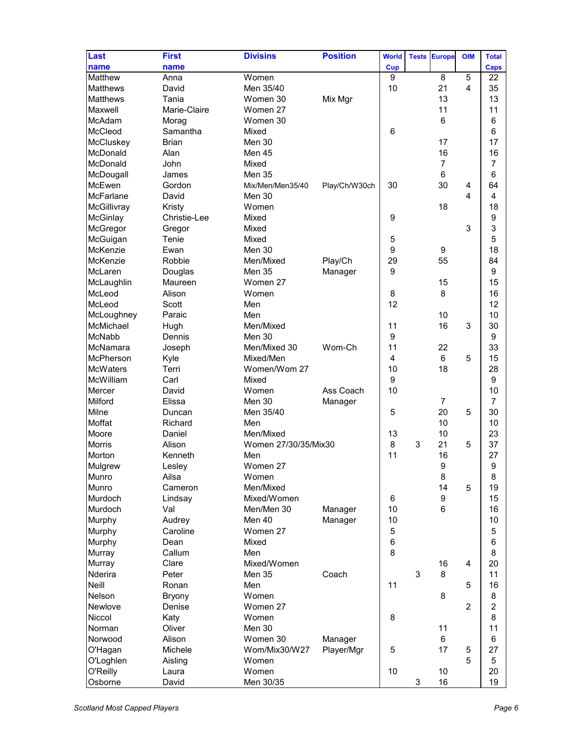| Last name | First name | Divisins | Position | World Cup | Tests | Europe | OIM | Total Caps |
|---|---|---|---|---|---|---|---|---|
| Matthew | Anna | Women | | 9 | | 8 | 5 | 22 |
| Matthews | David | Men 35/40 | | 10 | | 21 | 4 | 35 |
| Matthews | Tania | Women 30 | Mix Mgr | | | 13 | | 13 |
| Maxwell | Marie-Claire | Women 27 | | | | 11 | | 11 |
| McAdam | Morag | Women 30 | | | | 6 | | 6 |
| McCleod | Samantha | Mixed | | 6 | | | | 6 |
| McCluskey | Brian | Men 30 | | | | 17 | | 17 |
| McDonald | Alan | Men 45 | | | | 16 | | 16 |
| McDonald | John | Mixed | | | | 7 | | 7 |
| McDougall | James | Men 35 | | | | 6 | | 6 |
| McEwen | Gordon | Mix/Men/Men35/40 | Play/Ch/W30ch | 30 | | 30 | 4 | 64 |
| McFarlane | David | Men 30 | | | | | 4 | 4 |
| McGillivray | Kristy | Women | | | | 18 | | 18 |
| McGinlay | Christie-Lee | Mixed | | 9 | | | | 9 |
| McGregor | Gregor | Mixed | | | | | 3 | 3 |
| McGuigan | Tenie | Mixed | | 5 | | | | 5 |
| McKenzie | Ewan | Men 30 | | 9 | | 9 | | 18 |
| McKenzie | Robbie | Men/Mixed | Play/Ch | 29 | | 55 | | 84 |
| McLaren | Douglas | Men 35 | Manager | 9 | | | | 9 |
| McLaughlin | Maureen | Women 27 | | | | 15 | | 15 |
| McLeod | Alison | Women | | 8 | | 8 | | 16 |
| McLeod | Scott | Men | | 12 | | | | 12 |
| McLoughney | Paraic | Men | | | | 10 | | 10 |
| McMichael | Hugh | Men/Mixed | | 11 | | 16 | 3 | 30 |
| McNabb | Dennis | Men 30 | | 9 | | | | 9 |
| McNamara | Joseph | Men/Mixed 30 | Wom-Ch | 11 | | 22 | | 33 |
| McPherson | Kyle | Mixed/Men | | 4 | | 6 | 5 | 15 |
| McWaters | Terri | Women/Wom 27 | | 10 | | 18 | | 28 |
| McWilliam | Carl | Mixed | | 9 | | | | 9 |
| Mercer | David | Women | Ass Coach | 10 | | | | 10 |
| Milford | Elissa | Men 30 | Manager | | | 7 | | 7 |
| Milne | Duncan | Men 35/40 | | 5 | | 20 | 5 | 30 |
| Moffat | Richard | Men | | | | 10 | | 10 |
| Moore | Daniel | Men/Mixed | | 13 | | 10 | | 23 |
| Morris | Alison | Women 27/30/35/Mix30 | | 8 | 3 | 21 | 5 | 37 |
| Morton | Kenneth | Men | | 11 | | 16 | | 27 |
| Mulgrew | Lesley | Women 27 | | | | 9 | | 9 |
| Munro | Ailsa | Women | | | | 8 | | 8 |
| Munro | Cameron | Men/Mixed | | | | 14 | 5 | 19 |
| Murdoch | Lindsay | Mixed/Women | | 6 | | 9 | | 15 |
| Murdoch | Val | Men/Men 30 | Manager | 10 | | 6 | | 16 |
| Murphy | Audrey | Men 40 | Manager | 10 | | | | 10 |
| Murphy | Caroline | Women 27 | | 5 | | | | 5 |
| Murphy | Dean | Mixed | | 6 | | | | 6 |
| Murray | Callum | Men | | 8 | | | | 8 |
| Murray | Clare | Mixed/Women | | | | 16 | 4 | 20 |
| Nderira | Peter | Men 35 | Coach | | 3 | 8 | | 11 |
| Neill | Ronan | Men | | 11 | | | 5 | 16 |
| Nelson | Bryony | Women | | | | 8 | | 8 |
| Newlove | Denise | Women 27 | | | | | 2 | 2 |
| Niccol | Katy | Women | | 8 | | | | 8 |
| Norman | Oliver | Men 30 | | | | 11 | | 11 |
| Norwood | Alison | Women 30 | Manager | | | 6 | | 6 |
| O'Hagan | Michele | Wom/Mix30/W27 | Player/Mgr | 5 | | 17 | 5 | 27 |
| O'Loghlen | Aisling | Women | | | | | 5 | 5 |
| O'Reilly | Laura | Women | | 10 | | 10 | | 20 |
| Osborne | David | Men 30/35 | | | 3 | 16 | | 19 |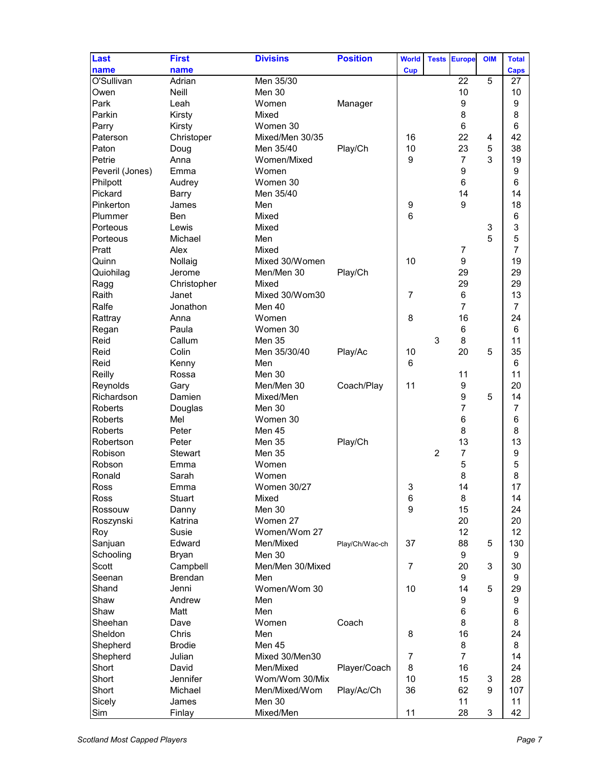| Last name | First name | Divisins | Position | World Cup | Tests | Europe | OIM | Total Caps |
|---|---|---|---|---|---|---|---|---|
| O'Sullivan | Adrian | Men 35/30 | | | | 22 | 5 | 27 |
| Owen | Neill | Men 30 | | | | 10 | | 10 |
| Park | Leah | Women | Manager | | | 9 | | 9 |
| Parkin | Kirsty | Mixed | | | | 8 | | 8 |
| Parry | Kirsty | Women 30 | | | | 6 | | 6 |
| Paterson | Christoper | Mixed/Men 30/35 | | 16 | | 22 | 4 | 42 |
| Paton | Doug | Men 35/40 | Play/Ch | 10 | | 23 | 5 | 38 |
| Petrie | Anna | Women/Mixed | | 9 | | 7 | 3 | 19 |
| Peveril (Jones) | Emma | Women | | | | 9 | | 9 |
| Philpott | Audrey | Women 30 | | | | 6 | | 6 |
| Pickard | Barry | Men 35/40 | | | | 14 | | 14 |
| Pinkerton | James | Men | | 9 | | 9 | | 18 |
| Plummer | Ben | Mixed | | 6 | | | | 6 |
| Porteous | Lewis | Mixed | | | | | 3 | 3 |
| Porteous | Michael | Men | | | | | 5 | 5 |
| Pratt | Alex | Mixed | | | | 7 | | 7 |
| Quinn | Nollaig | Mixed 30/Women | | 10 | | 9 | | 19 |
| Quiohilag | Jerome | Men/Men 30 | Play/Ch | | | 29 | | 29 |
| Ragg | Christopher | Mixed | | | | 29 | | 29 |
| Raith | Janet | Mixed 30/Wom30 | | 7 | | 6 | | 13 |
| Ralfe | Jonathon | Men 40 | | | | 7 | | 7 |
| Rattray | Anna | Women | | 8 | | 16 | | 24 |
| Regan | Paula | Women 30 | | | | 6 | | 6 |
| Reid | Callum | Men 35 | | | 3 | 8 | | 11 |
| Reid | Colin | Men 35/30/40 | Play/Ac | 10 | | 20 | 5 | 35 |
| Reid | Kenny | Men | | 6 | | | | 6 |
| Reilly | Rossa | Men 30 | | | | 11 | | 11 |
| Reynolds | Gary | Men/Men 30 | Coach/Play | 11 | | 9 | | 20 |
| Richardson | Damien | Mixed/Men | | | | 9 | 5 | 14 |
| Roberts | Douglas | Men 30 | | | | 7 | | 7 |
| Roberts | Mel | Women 30 | | | | 6 | | 6 |
| Roberts | Peter | Men 45 | | | | 8 | | 8 |
| Robertson | Peter | Men 35 | Play/Ch | | | 13 | | 13 |
| Robison | Stewart | Men 35 | | | 2 | 7 | | 9 |
| Robson | Emma | Women | | | | 5 | | 5 |
| Ronald | Sarah | Women | | | | 8 | | 8 |
| Ross | Emma | Women 30/27 | | 3 | | 14 | | 17 |
| Ross | Stuart | Mixed | | 6 | | 8 | | 14 |
| Rossouw | Danny | Men 30 | | 9 | | 15 | | 24 |
| Roszynski | Katrina | Women 27 | | | | 20 | | 20 |
| Roy | Susie | Women/Wom 27 | | | | 12 | | 12 |
| Sanjuan | Edward | Men/Mixed | Play/Ch/Wac-ch | 37 | | 88 | 5 | 130 |
| Schooling | Bryan | Men 30 | | | | 9 | | 9 |
| Scott | Campbell | Men/Men 30/Mixed | | 7 | | 20 | 3 | 30 |
| Seenan | Brendan | Men | | | | 9 | | 9 |
| Shand | Jenni | Women/Wom 30 | | 10 | | 14 | 5 | 29 |
| Shaw | Andrew | Men | | | | 9 | | 9 |
| Shaw | Matt | Men | | | | 6 | | 6 |
| Sheehan | Dave | Women | Coach | | | 8 | | 8 |
| Sheldon | Chris | Men | | 8 | | 16 | | 24 |
| Shepherd | Brodie | Men 45 | | | | 8 | | 8 |
| Shepherd | Julian | Mixed 30/Men30 | | 7 | | 7 | | 14 |
| Short | David | Men/Mixed | Player/Coach | 8 | | 16 | | 24 |
| Short | Jennifer | Wom/Wom 30/Mix | | 10 | | 15 | 3 | 28 |
| Short | Michael | Men/Mixed/Wom | Play/Ac/Ch | 36 | | 62 | 9 | 107 |
| Sicely | James | Men 30 | | | | 11 | | 11 |
| Sim | Finlay | Mixed/Men | | 11 | | 28 | 3 | 42 |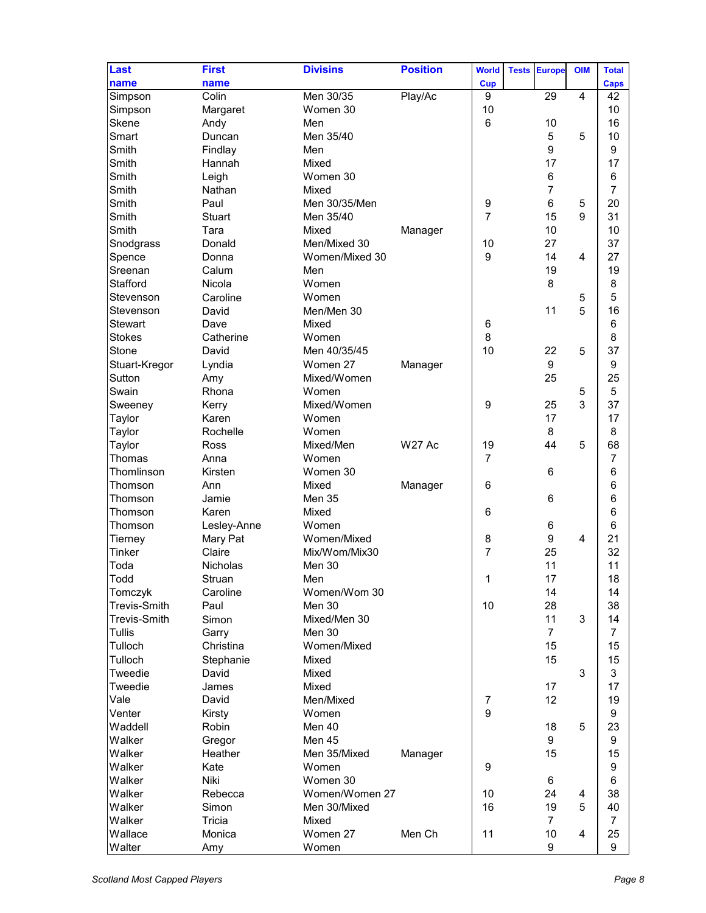| Last name | First name | Divisins | Position | World Cup | Tests | Europe | OIM | Total Caps |
|---|---|---|---|---|---|---|---|---|
| Simpson | Colin | Men 30/35 | Play/Ac | 9 | | 29 | 4 | 42 |
| Simpson | Margaret | Women 30 | | 10 | | | | 10 |
| Skene | Andy | Men | | 6 | | 10 | | 16 |
| Smart | Duncan | Men 35/40 | | | | 5 | 5 | 10 |
| Smith | Findlay | Men | | | | 9 | | 9 |
| Smith | Hannah | Mixed | | | | 17 | | 17 |
| Smith | Leigh | Women 30 | | | | 6 | | 6 |
| Smith | Nathan | Mixed | | | | 7 | | 7 |
| Smith | Paul | Men 30/35/Men | | 9 | | 6 | 5 | 20 |
| Smith | Stuart | Men 35/40 | | 7 | | 15 | 9 | 31 |
| Smith | Tara | Mixed | Manager | | | 10 | | 10 |
| Snodgrass | Donald | Men/Mixed 30 | | 10 | | 27 | | 37 |
| Spence | Donna | Women/Mixed 30 | | 9 | | 14 | 4 | 27 |
| Sreenan | Calum | Men | | | | 19 | | 19 |
| Stafford | Nicola | Women | | | | 8 | | 8 |
| Stevenson | Caroline | Women | | | | | 5 | 5 |
| Stevenson | David | Men/Men 30 | | | | 11 | 5 | 16 |
| Stewart | Dave | Mixed | | 6 | | | | 6 |
| Stokes | Catherine | Women | | 8 | | | | 8 |
| Stone | David | Men 40/35/45 | | 10 | | 22 | 5 | 37 |
| Stuart-Kregor | Lyndia | Women 27 | Manager | | | 9 | | 9 |
| Sutton | Amy | Mixed/Women | | | | 25 | | 25 |
| Swain | Rhona | Women | | | | | 5 | 5 |
| Sweeney | Kerry | Mixed/Women | | 9 | | 25 | 3 | 37 |
| Taylor | Karen | Women | | | | 17 | | 17 |
| Taylor | Rochelle | Women | | | | 8 | | 8 |
| Taylor | Ross | Mixed/Men | W27 Ac | 19 | | 44 | 5 | 68 |
| Thomas | Anna | Women | | 7 | | | | 7 |
| Thomlinson | Kirsten | Women 30 | | | | 6 | | 6 |
| Thomson | Ann | Mixed | Manager | 6 | | | | 6 |
| Thomson | Jamie | Men 35 | | | | 6 | | 6 |
| Thomson | Karen | Mixed | | 6 | | | | 6 |
| Thomson | Lesley-Anne | Women | | | | 6 | | 6 |
| Tierney | Mary Pat | Women/Mixed | | 8 | | 9 | 4 | 21 |
| Tinker | Claire | Mix/Wom/Mix30 | | 7 | | 25 | | 32 |
| Toda | Nicholas | Men 30 | | | | 11 | | 11 |
| Todd | Struan | Men | | 1 | | 17 | | 18 |
| Tomczyk | Caroline | Women/Wom 30 | | | | 14 | | 14 |
| Trevis-Smith | Paul | Men 30 | | 10 | | 28 | | 38 |
| Trevis-Smith | Simon | Mixed/Men 30 | | | | 11 | 3 | 14 |
| Tullis | Garry | Men 30 | | | | 7 | | 7 |
| Tulloch | Christina | Women/Mixed | | | | 15 | | 15 |
| Tulloch | Stephanie | Mixed | | | | 15 | | 15 |
| Tweedie | David | Mixed | | | | | 3 | 3 |
| Tweedie | James | Mixed | | | | 17 | | 17 |
| Vale | David | Men/Mixed | | 7 | | 12 | | 19 |
| Venter | Kirsty | Women | | 9 | | | | 9 |
| Waddell | Robin | Men 40 | | | | 18 | 5 | 23 |
| Walker | Gregor | Men 45 | | | | 9 | | 9 |
| Walker | Heather | Men 35/Mixed | Manager | | | 15 | | 15 |
| Walker | Kate | Women | | 9 | | | | 9 |
| Walker | Niki | Women 30 | | | | 6 | | 6 |
| Walker | Rebecca | Women/Women 27 | | 10 | | 24 | 4 | 38 |
| Walker | Simon | Men 30/Mixed | | 16 | | 19 | 5 | 40 |
| Walker | Tricia | Mixed | | | | 7 | | 7 |
| Wallace | Monica | Women 27 | Men Ch | 11 | | 10 | 4 | 25 |
| Walter | Amy | Women | | | | 9 | | 9 |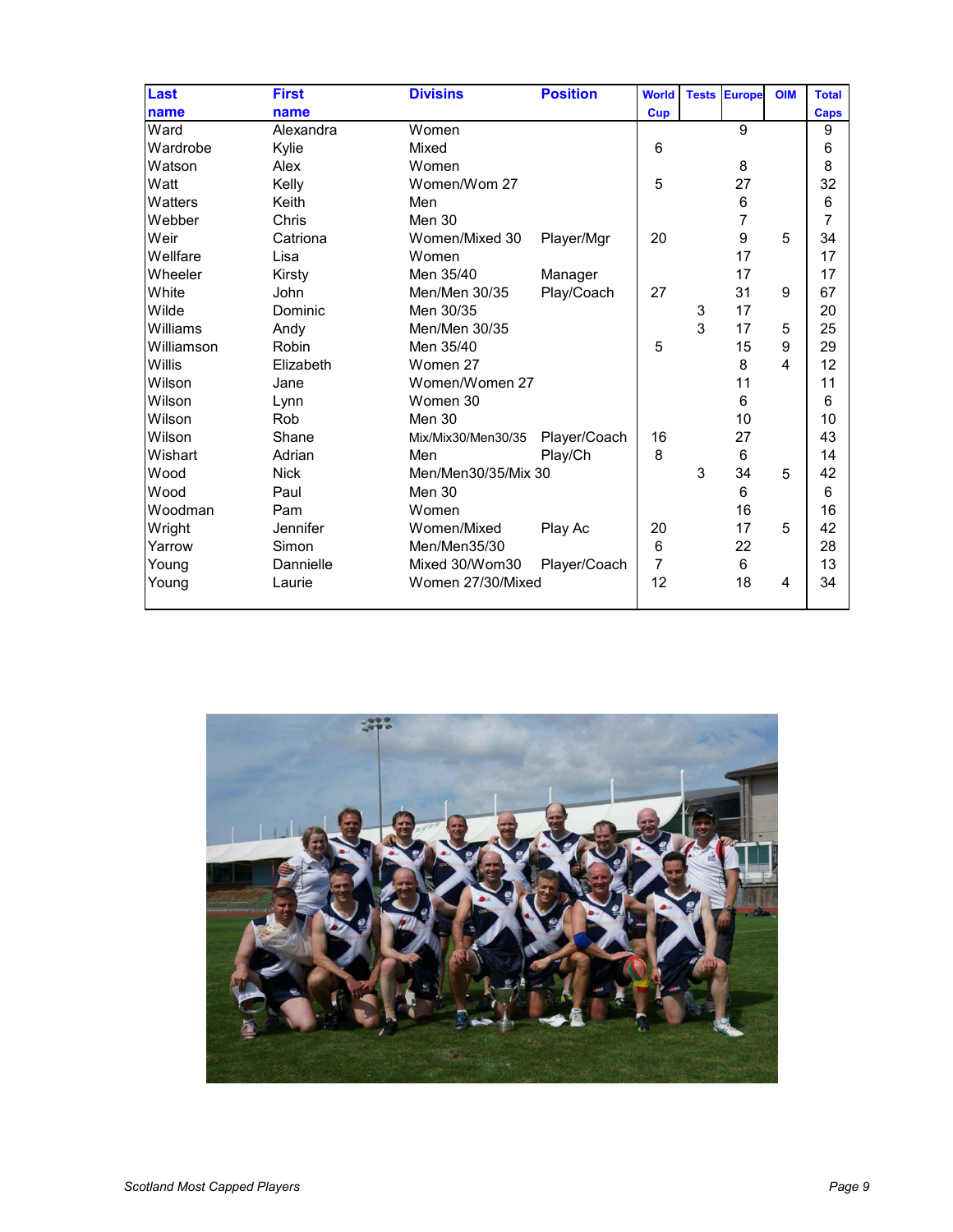| Last name | First name | Divisins | Position | World Cup | Tests | Europe | OIM | Total Caps |
|---|---|---|---|---|---|---|---|---|
| Ward | Alexandra | Women | | | | 9 | | 9 |
| Wardrobe | Kylie | Mixed | | 6 | | | | 6 |
| Watson | Alex | Women | | | | 8 | | 8 |
| Watt | Kelly | Women/Wom 27 | | 5 | | 27 | | 32 |
| Watters | Keith | Men | | | | 6 | | 6 |
| Webber | Chris | Men 30 | | | | 7 | | 7 |
| Weir | Catriona | Women/Mixed 30 | Player/Mgr | 20 | | 9 | 5 | 34 |
| Wellfare | Lisa | Women | | | | 17 | | 17 |
| Wheeler | Kirsty | Men 35/40 | Manager | | | 17 | | 17 |
| White | John | Men/Men 30/35 | Play/Coach | 27 | | 31 | 9 | 67 |
| Wilde | Dominic | Men 30/35 | | | 3 | 17 | | 20 |
| Williams | Andy | Men/Men 30/35 | | | 3 | 17 | 5 | 25 |
| Williamson | Robin | Men 35/40 | | 5 | | 15 | 9 | 29 |
| Willis | Elizabeth | Women 27 | | | | 8 | 4 | 12 |
| Wilson | Jane | Women/Women 27 | | | | 11 | | 11 |
| Wilson | Lynn | Women 30 | | | | 6 | | 6 |
| Wilson | Rob | Men 30 | | | | 10 | | 10 |
| Wilson | Shane | Mix/Mix30/Men30/35 | Player/Coach | 16 | | 27 | | 43 |
| Wishart | Adrian | Men | Play/Ch | 8 | | 6 | | 14 |
| Wood | Nick | Men/Men30/35/Mix 30 | | | 3 | 34 | 5 | 42 |
| Wood | Paul | Men 30 | | | | 6 | | 6 |
| Woodman | Pam | Women | | | | 16 | | 16 |
| Wright | Jennifer | Women/Mixed | Play Ac | 20 | | 17 | 5 | 42 |
| Yarrow | Simon | Men/Men35/30 | | 6 | | 22 | | 28 |
| Young | Dannielle | Mixed 30/Wom30 | Player/Coach | 7 | | 6 | | 13 |
| Young | Laurie | Women 27/30/Mixed | | 12 | | 18 | 4 | 34 |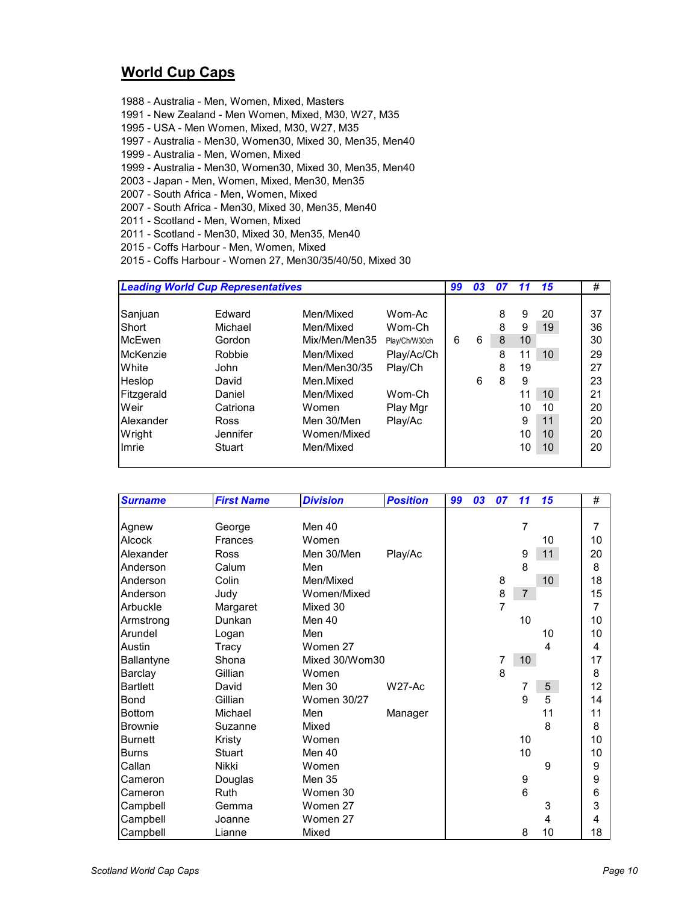## World Cup Caps

1988 - Australia - Men, Women, Mixed, Masters
1991 - New Zealand - Men Women, Mixed, M30, W27, M35
1995 - USA - Men Women, Mixed, M30, W27, M35
1997 - Australia - Men30, Women30, Mixed 30, Men35, Men40
1999 - Australia - Men, Women, Mixed
1999 - Australia - Men30, Women30, Mixed 30, Men35, Men40
2003 - Japan - Men, Women, Mixed, Men30, Men35
2007 - South Africa - Men, Women, Mixed
2007 - South Africa - Men30, Mixed 30, Men35, Men40
2011 - Scotland - Men, Women, Mixed
2011 - Scotland - Men30, Mixed 30, Men35, Men40
2015 - Coffs Harbour - Men, Women, Mixed
2015 - Coffs Harbour - Women 27, Men30/35/40/50, Mixed 30

| *Leading World Cup Representatives* | | | | *99* | *03* | *07* | *11* | *15* | # |
|---|---|---|---|---|---|---|---|---|---|
| Sanjuan | Edward | Men/Mixed | Wom-Ac | | | 8 | 9 | 20 | 37 |
| Short | Michael | Men/Mixed | Wom-Ch | | | 8 | 9 | 19 | 36 |
| McEwen | Gordon | Mix/Men/Men35 | Play/Ch/W30ch | 6 | 6 | 8 | 10 | | 30 |
| McKenzie | Robbie | Men/Mixed | Play/Ac/Ch | | | 8 | 11 | 10 | 29 |
| White | John | Men/Men30/35 | Play/Ch | | | 8 | 19 | | 27 |
| Heslop | David | Men.Mixed | | | 6 | 8 | 9 | | 23 |
| Fitzgerald | Daniel | Men/Mixed | Wom-Ch | | | | 11 | 10 | 21 |
| Weir | Catriona | Women | Play Mgr | | | | 10 | 10 | 20 |
| Alexander | Ross | Men 30/Men | Play/Ac | | | | 9 | 11 | 20 |
| Wright | Jennifer | Women/Mixed | | | | | 10 | 10 | 20 |
| Imrie | Stuart | Men/Mixed | | | | | 10 | 10 | 20 |

| *Surname* | *First Name* | *Division* | *Position* | *99* | *03* | *07* | *11* | *15* | # |
|---|---|---|---|---|---|---|---|---|---|
| Agnew | George | Men 40 | | | | | 7 | | 7 |
| Alcock | Frances | Women | | | | | | 10 | 10 |
| Alexander | Ross | Men 30/Men | Play/Ac | | | | 9 | 11 | 20 |
| Anderson | Calum | Men | | | | | 8 | | 8 |
| Anderson | Colin | Men/Mixed | | | | 8 | | 10 | 18 |
| Anderson | Judy | Women/Mixed | | | | 8 | 7 | | 15 |
| Arbuckle | Margaret | Mixed 30 | | | | 7 | | | 7 |
| Armstrong | Dunkan | Men 40 | | | | | 10 | | 10 |
| Arundel | Logan | Men | | | | | | 10 | 10 |
| Austin | Tracy | Women 27 | | | | | | 4 | 4 |
| Ballantyne | Shona | Mixed 30/Wom30 | | | | 7 | 10 | | 17 |
| Barclay | Gillian | Women | | | | 8 | | | 8 |
| Bartlett | David | Men 30 | W27-Ac | | | | 7 | 5 | 12 |
| Bond | Gillian | Women 30/27 | | | | | 9 | 5 | 14 |
| Bottom | Michael | Men | Manager | | | | | 11 | 11 |
| Brownie | Suzanne | Mixed | | | | | | 8 | 8 |
| Burnett | Kristy | Women | | | | | 10 | | 10 |
| Burns | Stuart | Men 40 | | | | | 10 | | 10 |
| Callan | Nikki | Women | | | | | | 9 | 9 |
| Cameron | Douglas | Men 35 | | | | | 9 | | 9 |
| Cameron | Ruth | Women 30 | | | | | 6 | | 6 |
| Campbell | Gemma | Women 27 | | | | | | 3 | 3 |
| Campbell | Joanne | Women 27 | | | | | | 4 | 4 |
| Campbell | Lianne | Mixed | | | | | 8 | 10 | 18 |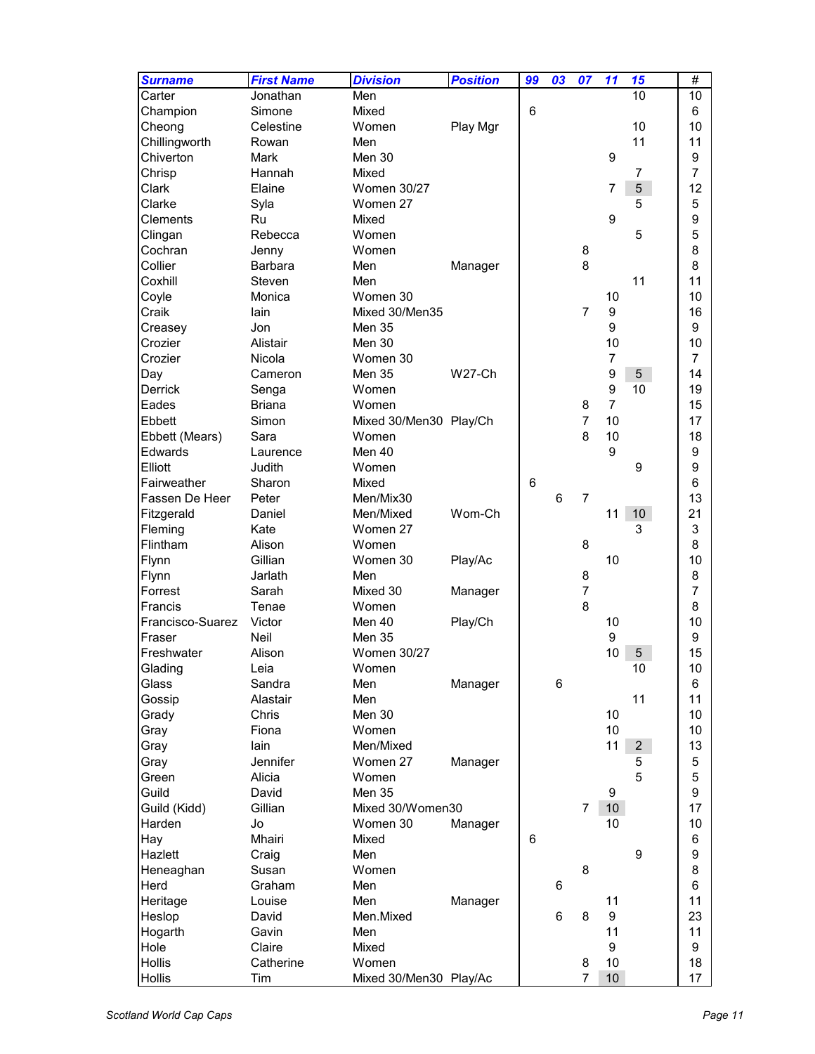| Surname | First Name | Division | Position | 99 | 03 | 07 | 11 | 15 | # |
|---|---|---|---|---|---|---|---|---|---|
| Carter | Jonathan | Men | | | | | | 10 | 10 |
| Champion | Simone | Mixed | | 6 | | | | | 6 |
| Cheong | Celestine | Women | Play Mgr | | | | | 10 | 10 |
| Chillingworth | Rowan | Men | | | | | | 11 | 11 |
| Chiverton | Mark | Men 30 | | | | | 9 | | 9 |
| Chrisp | Hannah | Mixed | | | | | | 7 | 7 |
| Clark | Elaine | Women 30/27 | | | | | 7 | 5 | 12 |
| Clarke | Syla | Women 27 | | | | | | 5 | 5 |
| Clements | Ru | Mixed | | | | | 9 | | 9 |
| Clingan | Rebecca | Women | | | | | | 5 | 5 |
| Cochran | Jenny | Women | | | | 8 | | | 8 |
| Collier | Barbara | Men | Manager | | | 8 | | | 8 |
| Coxhill | Steven | Men | | | | | | 11 | 11 |
| Coyle | Monica | Women 30 | | | | | 10 | | 10 |
| Craik | Iain | Mixed 30/Men35 | | | | 7 | 9 | | 16 |
| Creasey | Jon | Men 35 | | | | | 9 | | 9 |
| Crozier | Alistair | Men 30 | | | | | 10 | | 10 |
| Crozier | Nicola | Women 30 | | | | | 7 | | 7 |
| Day | Cameron | Men 35 | W27-Ch | | | | 9 | 5 | 14 |
| Derrick | Senga | Women | | | | | 9 | 10 | 19 |
| Eades | Briana | Women | | | | 8 | 7 | | 15 |
| Ebbett | Simon | Mixed 30/Men30 | Play/Ch | | | 7 | 10 | | 17 |
| Ebbett (Mears) | Sara | Women | | | | 8 | 10 | | 18 |
| Edwards | Laurence | Men 40 | | | | | 9 | | 9 |
| Elliott | Judith | Women | | | | | | 9 | 9 |
| Fairweather | Sharon | Mixed | | 6 | | | | | 6 |
| Fassen De Heer | Peter | Men/Mix30 | | | 6 | 7 | | | 13 |
| Fitzgerald | Daniel | Men/Mixed | Wom-Ch | | | | 11 | 10 | 21 |
| Fleming | Kate | Women 27 | | | | | | 3 | 3 |
| Flintham | Alison | Women | | | | 8 | | | 8 |
| Flynn | Gillian | Women 30 | Play/Ac | | | | 10 | | 10 |
| Flynn | Jarlath | Men | | | | 8 | | | 8 |
| Forrest | Sarah | Mixed 30 | Manager | | | 7 | | | 7 |
| Francis | Tenae | Women | | | | 8 | | | 8 |
| Francisco-Suarez | Victor | Men 40 | Play/Ch | | | | 10 | | 10 |
| Fraser | Neil | Men 35 | | | | | 9 | | 9 |
| Freshwater | Alison | Women 30/27 | | | | | 10 | 5 | 15 |
| Glading | Leia | Women | | | | | | 10 | 10 |
| Glass | Sandra | Men | Manager | | 6 | | | | 6 |
| Gossip | Alastair | Men | | | | | | 11 | 11 |
| Grady | Chris | Men 30 | | | | | 10 | | 10 |
| Gray | Fiona | Women | | | | | 10 | | 10 |
| Gray | Iain | Men/Mixed | | | | | 11 | 2 | 13 |
| Gray | Jennifer | Women 27 | Manager | | | | | 5 | 5 |
| Green | Alicia | Women | | | | | | 5 | 5 |
| Guild | David | Men 35 | | | | | 9 | | 9 |
| Guild (Kidd) | Gillian | Mixed 30/Women30 | | | | 7 | 10 | | 17 |
| Harden | Jo | Women 30 | Manager | | | | 10 | | 10 |
| Hay | Mhairi | Mixed | | 6 | | | | | 6 |
| Hazlett | Craig | Men | | | | | | 9 | 9 |
| Heneaghan | Susan | Women | | | | 8 | | | 8 |
| Herd | Graham | Men | | | 6 | | | | 6 |
| Heritage | Louise | Men | Manager | | | | 11 | | 11 |
| Heslop | David | Men.Mixed | | | 6 | 8 | 9 | | 23 |
| Hogarth | Gavin | Men | | | | | 11 | | 11 |
| Hole | Claire | Mixed | | | | | 9 | | 9 |
| Hollis | Catherine | Women | | | | 8 | 10 | | 18 |
| Hollis | Tim | Mixed 30/Men30 | Play/Ac | | | 7 | 10 | | 17 |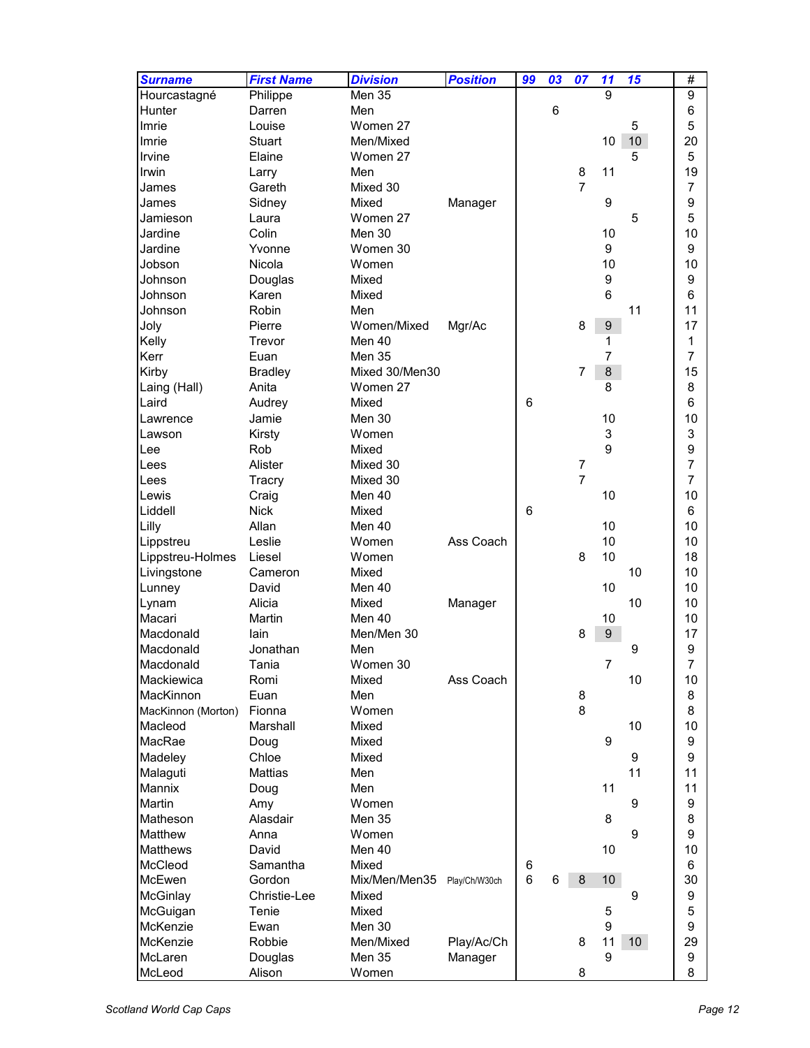| Surname | First Name | Division | Position | 99 | 03 | 07 | 11 | 15 | # |
|---|---|---|---|---|---|---|---|---|---|
| Hourcastagné | Philippe | Men 35 | | | | | 9 | | 9 |
| Hunter | Darren | Men | | | 6 | | | | 6 |
| Imrie | Louise | Women 27 | | | | | | 5 | 5 |
| Imrie | Stuart | Men/Mixed | | | | | 10 | 10 | 20 |
| Irvine | Elaine | Women 27 | | | | | | 5 | 5 |
| Irwin | Larry | Men | | | | 8 | 11 | | 19 |
| James | Gareth | Mixed 30 | | | | 7 | | | 7 |
| James | Sidney | Mixed | Manager | | | | 9 | | 9 |
| Jamieson | Laura | Women 27 | | | | | | 5 | 5 |
| Jardine | Colin | Men 30 | | | | | 10 | | 10 |
| Jardine | Yvonne | Women 30 | | | | | 9 | | 9 |
| Jobson | Nicola | Women | | | | | 10 | | 10 |
| Johnson | Douglas | Mixed | | | | | 9 | | 9 |
| Johnson | Karen | Mixed | | | | | 6 | | 6 |
| Johnson | Robin | Men | | | | | | 11 | 11 |
| Joly | Pierre | Women/Mixed | Mgr/Ac | | | 8 | 9 | | 17 |
| Kelly | Trevor | Men 40 | | | | | 1 | | 1 |
| Kerr | Euan | Men 35 | | | | | 7 | | 7 |
| Kirby | Bradley | Mixed 30/Men30 | | | | 7 | 8 | | 15 |
| Laing (Hall) | Anita | Women 27 | | | | | 8 | | 8 |
| Laird | Audrey | Mixed | | 6 | | | | | 6 |
| Lawrence | Jamie | Men 30 | | | | | 10 | | 10 |
| Lawson | Kirsty | Women | | | | | 3 | | 3 |
| Lee | Rob | Mixed | | | | | 9 | | 9 |
| Lees | Alister | Mixed 30 | | | | 7 | | | 7 |
| Lees | Tracry | Mixed 30 | | | | 7 | | | 7 |
| Lewis | Craig | Men 40 | | | | | 10 | | 10 |
| Liddell | Nick | Mixed | | 6 | | | | | 6 |
| Lilly | Allan | Men 40 | | | | | 10 | | 10 |
| Lippstreu | Leslie | Women | Ass Coach | | | | 10 | | 10 |
| Lippstreu-Holmes | Liesel | Women | | | | 8 | 10 | | 18 |
| Livingstone | Cameron | Mixed | | | | | | 10 | 10 |
| Lunney | David | Men 40 | | | | | 10 | | 10 |
| Lynam | Alicia | Mixed | Manager | | | | | 10 | 10 |
| Macari | Martin | Men 40 | | | | | 10 | | 10 |
| Macdonald | Iain | Men/Men 30 | | | | 8 | 9 | | 17 |
| Macdonald | Jonathan | Men | | | | | | 9 | 9 |
| Macdonald | Tania | Women 30 | | | | | 7 | | 7 |
| Mackiewica | Romi | Mixed | Ass Coach | | | | | 10 | 10 |
| MacKinnon | Euan | Men | | | | 8 | | | 8 |
| MacKinnon (Morton) | Fionna | Women | | | | 8 | | | 8 |
| Macleod | Marshall | Mixed | | | | | | 10 | 10 |
| MacRae | Doug | Mixed | | | | | 9 | | 9 |
| Madeley | Chloe | Mixed | | | | | | 9 | 9 |
| Malaguti | Mattias | Men | | | | | | 11 | 11 |
| Mannix | Doug | Men | | | | | 11 | | 11 |
| Martin | Amy | Women | | | | | | 9 | 9 |
| Matheson | Alasdair | Men 35 | | | | | 8 | | 8 |
| Matthew | Anna | Women | | | | | | 9 | 9 |
| Matthews | David | Men 40 | | | | | 10 | | 10 |
| McCleod | Samantha | Mixed | | 6 | | | | | 6 |
| McEwen | Gordon | Mix/Men/Men35 | Play/Ch/W30ch | 6 | 6 | 8 | 10 | | 30 |
| McGinlay | Christie-Lee | Mixed | | | | | | 9 | 9 |
| McGuigan | Tenie | Mixed | | | | | 5 | | 5 |
| McKenzie | Ewan | Men 30 | | | | | 9 | | 9 |
| McKenzie | Robbie | Men/Mixed | Play/Ac/Ch | | | 8 | 11 | 10 | 29 |
| McLaren | Douglas | Men 35 | Manager | | | | 9 | | 9 |
| McLeod | Alison | Women | | | | 8 | | | 8 |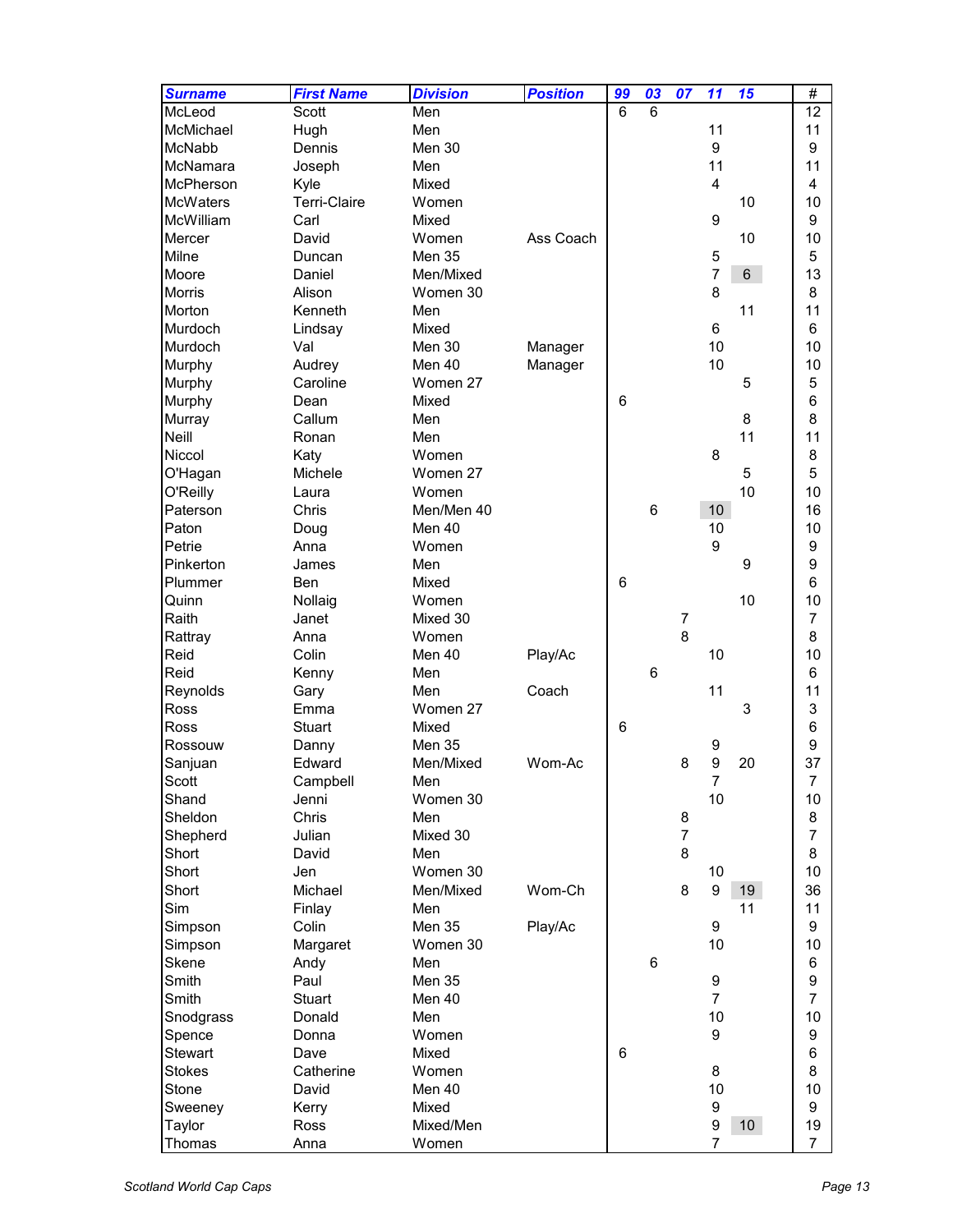| Surname | First Name | Division | Position | 99 | 03 | 07 | 11 | 15 | # |
|---|---|---|---|---|---|---|---|---|---|
| McLeod | Scott | Men | | 6 | 6 | | | | 12 |
| McMichael | Hugh | Men | | | | | 11 | | 11 |
| McNabb | Dennis | Men 30 | | | | | 9 | | 9 |
| McNamara | Joseph | Men | | | | | 11 | | 11 |
| McPherson | Kyle | Mixed | | | | | 4 | | 4 |
| McWaters | Terri-Claire | Women | | | | | | 10 | 10 |
| McWilliam | Carl | Mixed | | | | | 9 | | 9 |
| Mercer | David | Women | Ass Coach | | | | | 10 | 10 |
| Milne | Duncan | Men 35 | | | | | 5 | | 5 |
| Moore | Daniel | Men/Mixed | | | | | 7 | 6 | 13 |
| Morris | Alison | Women 30 | | | | | 8 | | 8 |
| Morton | Kenneth | Men | | | | | | 11 | 11 |
| Murdoch | Lindsay | Mixed | | | | | 6 | | 6 |
| Murdoch | Val | Men 30 | Manager | | | | 10 | | 10 |
| Murphy | Audrey | Men 40 | Manager | | | | 10 | | 10 |
| Murphy | Caroline | Women 27 | | | | | | 5 | 5 |
| Murphy | Dean | Mixed | | 6 | | | | | 6 |
| Murray | Callum | Men | | | | | | 8 | 8 |
| Neill | Ronan | Men | | | | | | 11 | 11 |
| Niccol | Katy | Women | | | | | 8 | | 8 |
| O'Hagan | Michele | Women 27 | | | | | | 5 | 5 |
| O'Reilly | Laura | Women | | | | | | 10 | 10 |
| Paterson | Chris | Men/Men 40 | | | 6 | | 10 | | 16 |
| Paton | Doug | Men 40 | | | | | 10 | | 10 |
| Petrie | Anna | Women | | | | | 9 | | 9 |
| Pinkerton | James | Men | | | | | | 9 | 9 |
| Plummer | Ben | Mixed | | 6 | | | | | 6 |
| Quinn | Nollaig | Women | | | | | | 10 | 10 |
| Raith | Janet | Mixed 30 | | | | 7 | | | 7 |
| Rattray | Anna | Women | | | | 8 | | | 8 |
| Reid | Colin | Men 40 | Play/Ac | | | | 10 | | 10 |
| Reid | Kenny | Men | | | 6 | | | | 6 |
| Reynolds | Gary | Men | Coach | | | | 11 | | 11 |
| Ross | Emma | Women 27 | | | | | | 3 | 3 |
| Ross | Stuart | Mixed | | 6 | | | | | 6 |
| Rossouw | Danny | Men 35 | | | | | 9 | | 9 |
| Sanjuan | Edward | Men/Mixed | Wom-Ac | | | 8 | 9 | 20 | 37 |
| Scott | Campbell | Men | | | | | 7 | | 7 |
| Shand | Jenni | Women 30 | | | | | 10 | | 10 |
| Sheldon | Chris | Men | | | | 8 | | | 8 |
| Shepherd | Julian | Mixed 30 | | | | 7 | | | 7 |
| Short | David | Men | | | | 8 | | | 8 |
| Short | Jen | Women 30 | | | | | 10 | | 10 |
| Short | Michael | Men/Mixed | Wom-Ch | | | 8 | 9 | 19 | 36 |
| Sim | Finlay | Men | | | | | | 11 | 11 |
| Simpson | Colin | Men 35 | Play/Ac | | | | 9 | | 9 |
| Simpson | Margaret | Women 30 | | | | | 10 | | 10 |
| Skene | Andy | Men | | | 6 | | | | 6 |
| Smith | Paul | Men 35 | | | | | 9 | | 9 |
| Smith | Stuart | Men 40 | | | | | 7 | | 7 |
| Snodgrass | Donald | Men | | | | | 10 | | 10 |
| Spence | Donna | Women | | | | | 9 | | 9 |
| Stewart | Dave | Mixed | | 6 | | | | | 6 |
| Stokes | Catherine | Women | | | | | 8 | | 8 |
| Stone | David | Men 40 | | | | | 10 | | 10 |
| Sweeney | Kerry | Mixed | | | | | 9 | | 9 |
| Taylor | Ross | Mixed/Men | | | | | 9 | 10 | 19 |
| Thomas | Anna | Women | | | | | 7 | | 7 |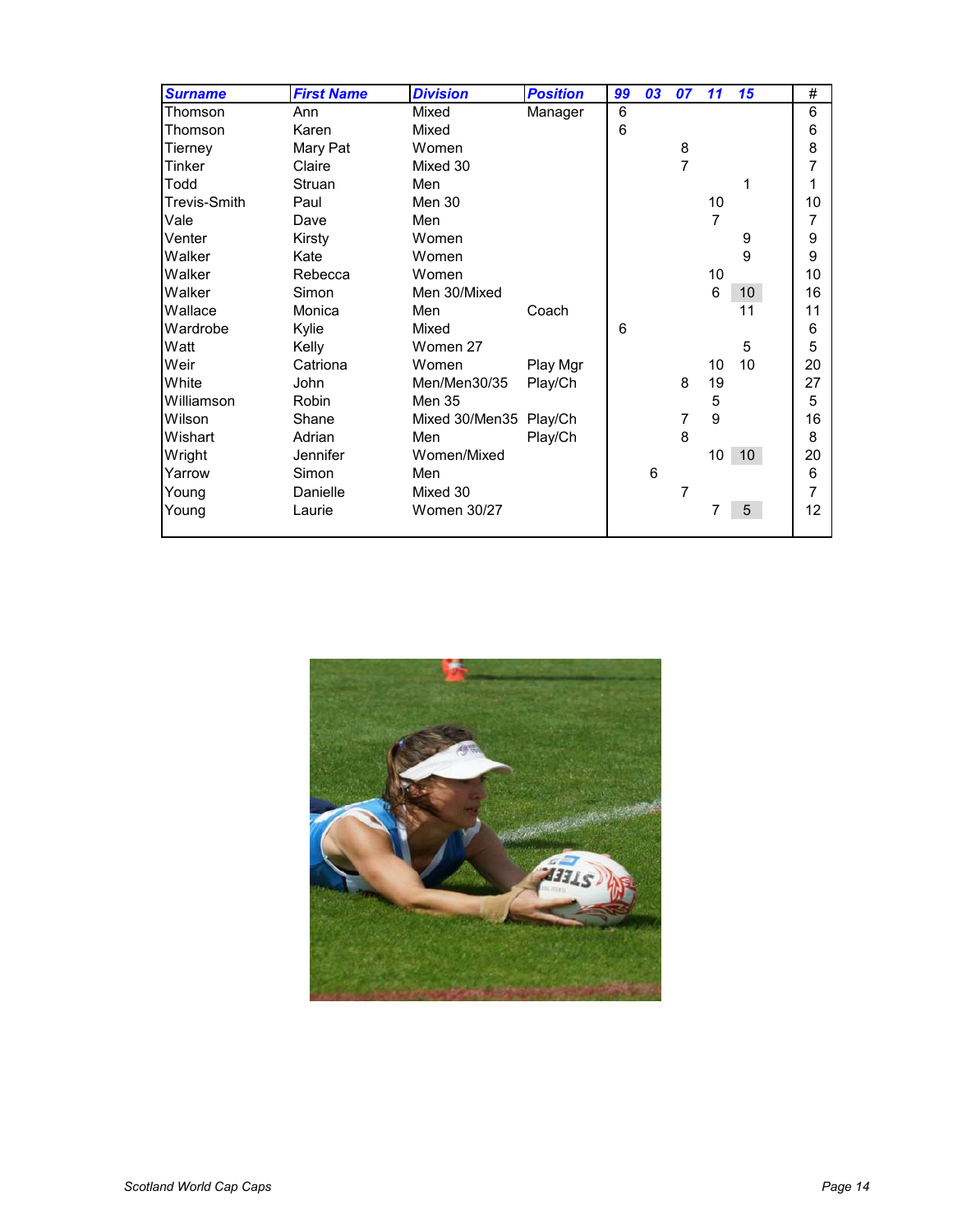| Surname | First Name | Division | Position | 99 | 03 | 07 | 11 | 15 | # |
|---|---|---|---|---|---|---|---|---|---|
| Thomson | Ann | Mixed | Manager | 6 | | | | | 6 |
| Thomson | Karen | Mixed | | 6 | | | | | 6 |
| Tierney | Mary Pat | Women | | | | 8 | | | 8 |
| Tinker | Claire | Mixed 30 | | | | 7 | | | 7 |
| Todd | Struan | Men | | | | | | 1 | 1 |
| Trevis-Smith | Paul | Men 30 | | | | | 10 | | 10 |
| Vale | Dave | Men | | | | | 7 | | 7 |
| Venter | Kirsty | Women | | | | | | 9 | 9 |
| Walker | Kate | Women | | | | | | 9 | 9 |
| Walker | Rebecca | Women | | | | | 10 | | 10 |
| Walker | Simon | Men 30/Mixed | | | | | 6 | 10 | 16 |
| Wallace | Monica | Men | Coach | | | | | 11 | 11 |
| Wardrobe | Kylie | Mixed | | 6 | | | | | 6 |
| Watt | Kelly | Women 27 | | | | | | 5 | 5 |
| Weir | Catriona | Women | Play Mgr | | | | 10 | 10 | 20 |
| White | John | Men/Men30/35 | Play/Ch | | | 8 | 19 | | 27 |
| Williamson | Robin | Men 35 | | | | | 5 | | 5 |
| Wilson | Shane | Mixed 30/Men35 | Play/Ch | | | 7 | 9 | | 16 |
| Wishart | Adrian | Men | Play/Ch | | | 8 | | | 8 |
| Wright | Jennifer | Women/Mixed | | | | | 10 | 10 | 20 |
| Yarrow | Simon | Men | | | 6 | | | | 6 |
| Young | Danielle | Mixed 30 | | | | 7 | | | 7 |
| Young | Laurie | Women 30/27 | | | | | 7 | 5 | 12 |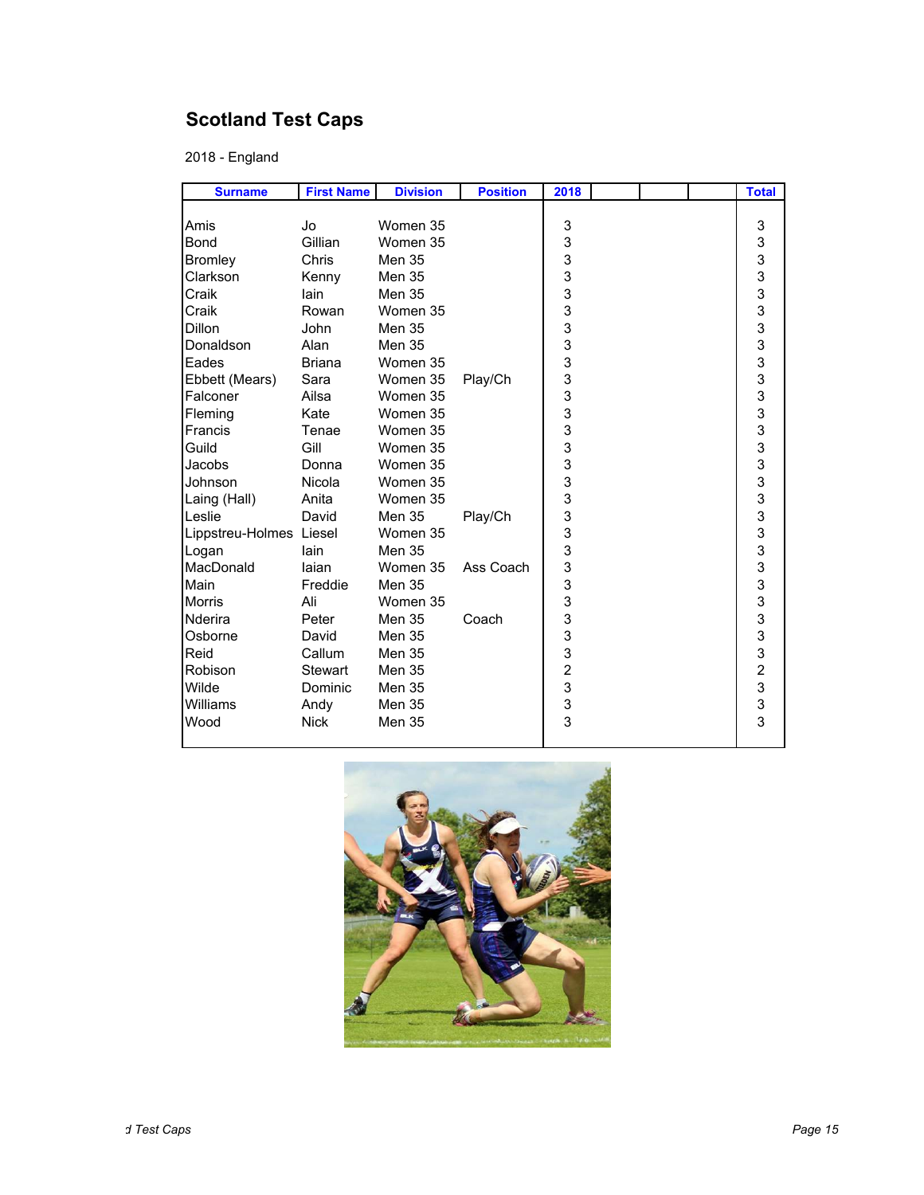## Scotland Test Caps

2018 - England

| Surname | First Name | Division | Position | 2018 | | | | Total |
|---|---|---|---|---|---|---|---|---|
| Amis | Jo | Women 35 | | 3 | | | | 3 |
| Bond | Gillian | Women 35 | | 3 | | | | 3 |
| Bromley | Chris | Men 35 | | 3 | | | | 3 |
| Clarkson | Kenny | Men 35 | | 3 | | | | 3 |
| Craik | Iain | Men 35 | | 3 | | | | 3 |
| Craik | Rowan | Women 35 | | 3 | | | | 3 |
| Dillon | John | Men 35 | | 3 | | | | 3 |
| Donaldson | Alan | Men 35 | | 3 | | | | 3 |
| Eades | Briana | Women 35 | | 3 | | | | 3 |
| Ebbett (Mears) | Sara | Women 35 | Play/Ch | 3 | | | | 3 |
| Falconer | Ailsa | Women 35 | | 3 | | | | 3 |
| Fleming | Kate | Women 35 | | 3 | | | | 3 |
| Francis | Tenae | Women 35 | | 3 | | | | 3 |
| Guild | Gill | Women 35 | | 3 | | | | 3 |
| Jacobs | Donna | Women 35 | | 3 | | | | 3 |
| Johnson | Nicola | Women 35 | | 3 | | | | 3 |
| Laing (Hall) | Anita | Women 35 | | 3 | | | | 3 |
| Leslie | David | Men 35 | Play/Ch | 3 | | | | 3 |
| Lippstreu-Holmes | Liesel | Women 35 | | 3 | | | | 3 |
| Logan | Iain | Men 35 | | 3 | | | | 3 |
| MacDonald | Iaian | Women 35 | Ass Coach | 3 | | | | 3 |
| Main | Freddie | Men 35 | | 3 | | | | 3 |
| Morris | Ali | Women 35 | | 3 | | | | 3 |
| Nderira | Peter | Men 35 | Coach | 3 | | | | 3 |
| Osborne | David | Men 35 | | 3 | | | | 3 |
| Reid | Callum | Men 35 | | 3 | | | | 3 |
| Robison | Stewart | Men 35 | | 2 | | | | 2 |
| Wilde | Dominic | Men 35 | | 3 | | | | 3 |
| Williams | Andy | Men 35 | | 3 | | | | 3 |
| Wood | Nick | Men 35 | | 3 | | | | 3 |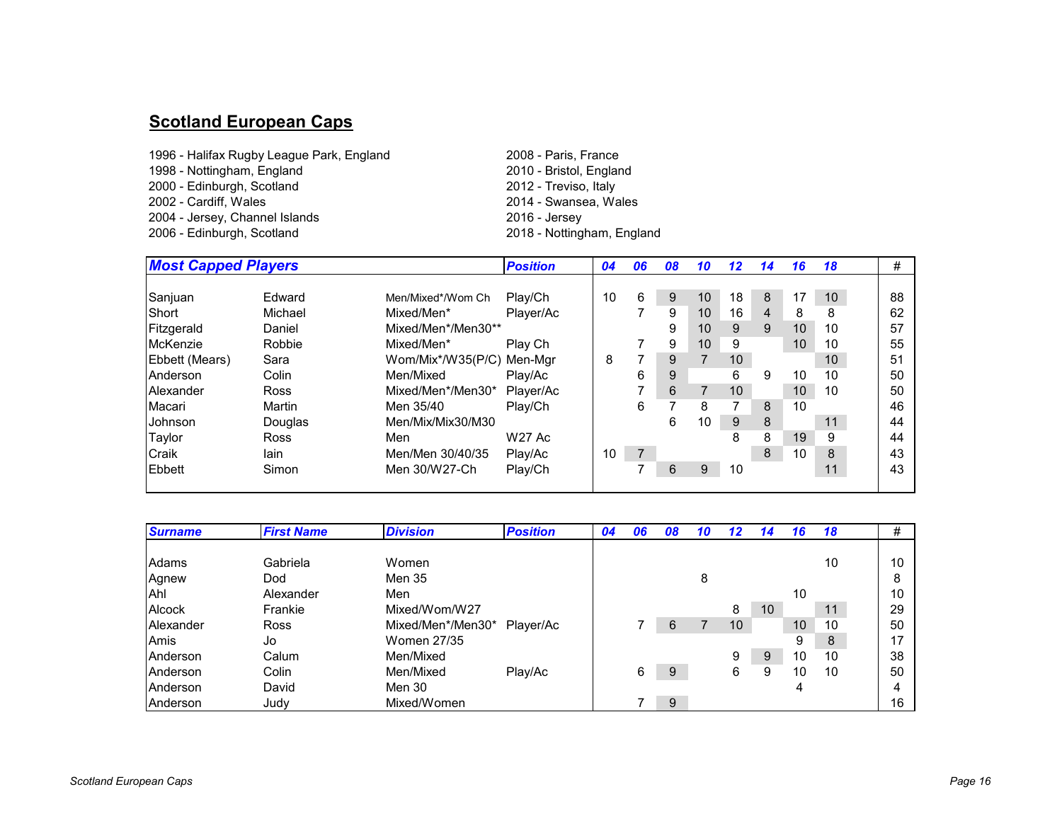## Scotland European Caps

1996 - Halifax Rugby League Park, England
1998 - Nottingham, England
2000 - Edinburgh, Scotland
2002 - Cardiff, Wales
2004 - Jersey, Channel Islands
2006 - Edinburgh, Scotland
2008 - Paris, France
2010 - Bristol, England
2012 - Treviso, Italy
2014 - Swansea, Wales
2016 - Jersey
2018 - Nottingham, England

| ***Most Capped Players*** | | | ***Position*** | ***04*** | ***06*** | ***08*** | ***10*** | ***12*** | ***14*** | ***16*** | ***18*** | # |
|---|---|---|---|---|---|---|---|---|---|---|---|---|
| Sanjuan | Edward | Men/Mixed*/Wom Ch | Play/Ch | 10 | 6 | 9 | 10 | 18 | 8 | 17 | 10 | 88 |
| Short | Michael | Mixed/Men* | Player/Ac | | 7 | 9 | 10 | 16 | 4 | 8 | 8 | 62 |
| Fitzgerald | Daniel | Mixed/Men*/Men30** | | | | 9 | 10 | 9 | 9 | 10 | 10 | 57 |
| McKenzie | Robbie | Mixed/Men* | Play Ch | | 7 | 9 | 10 | 9 | | 10 | 10 | 55 |
| Ebbett (Mears) | Sara | Wom/Mix*/W35(P/C) | Men-Mgr | 8 | 7 | 9 | 7 | 10 | | | 10 | 51 |
| Anderson | Colin | Men/Mixed | Play/Ac | | 6 | 9 | | 6 | 9 | 10 | 10 | 50 |
| Alexander | Ross | Mixed/Men*/Men30* | Player/Ac | | 7 | 6 | 7 | 10 | | 10 | 10 | 50 |
| Macari | Martin | Men 35/40 | Play/Ch | | 6 | 7 | 8 | 7 | 8 | 10 | | 46 |
| Johnson | Douglas | Men/Mix/Mix30/M30 | | | | 6 | 10 | 9 | 8 | | 11 | 44 |
| Taylor | Ross | Men | W27 Ac | | | | | 8 | 8 | 19 | 9 | 44 |
| Craik | Iain | Men/Men 30/40/35 | Play/Ac | 10 | 7 | | | | 8 | 10 | 8 | 43 |
| Ebbett | Simon | Men 30/W27-Ch | Play/Ch | | 7 | 6 | 9 | 10 | | | 11 | 43 |

| ***Surname*** | ***First Name*** | ***Division*** | ***Position*** | ***04*** | ***06*** | ***08*** | ***10*** | ***12*** | ***14*** | ***16*** | ***18*** | # |
|---|---|---|---|---|---|---|---|---|---|---|---|---|
| Adams | Gabriela | Women | | | | | | | | | 10 | 10 |
| Agnew | Dod | Men 35 | | | | | 8 | | | | | 8 |
| Ahl | Alexander | Men | | | | | | | | 10 | | 10 |
| Alcock | Frankie | Mixed/Wom/W27 | | | | | | 8 | 10 | | 11 | 29 |
| Alexander | Ross | Mixed/Men*/Men30* | Player/Ac | | 7 | 6 | 7 | 10 | | 10 | 10 | 50 |
| Amis | Jo | Women 27/35 | | | | | | | | 9 | 8 | 17 |
| Anderson | Calum | Men/Mixed | | | | | | 9 | 9 | 10 | 10 | 38 |
| Anderson | Colin | Men/Mixed | Play/Ac | | 6 | 9 | | 6 | 9 | 10 | 10 | 50 |
| Anderson | David | Men 30 | | | | | | | | 4 | | 4 |
| Anderson | Judy | Mixed/Women | | | 7 | 9 | | | | | | 16 |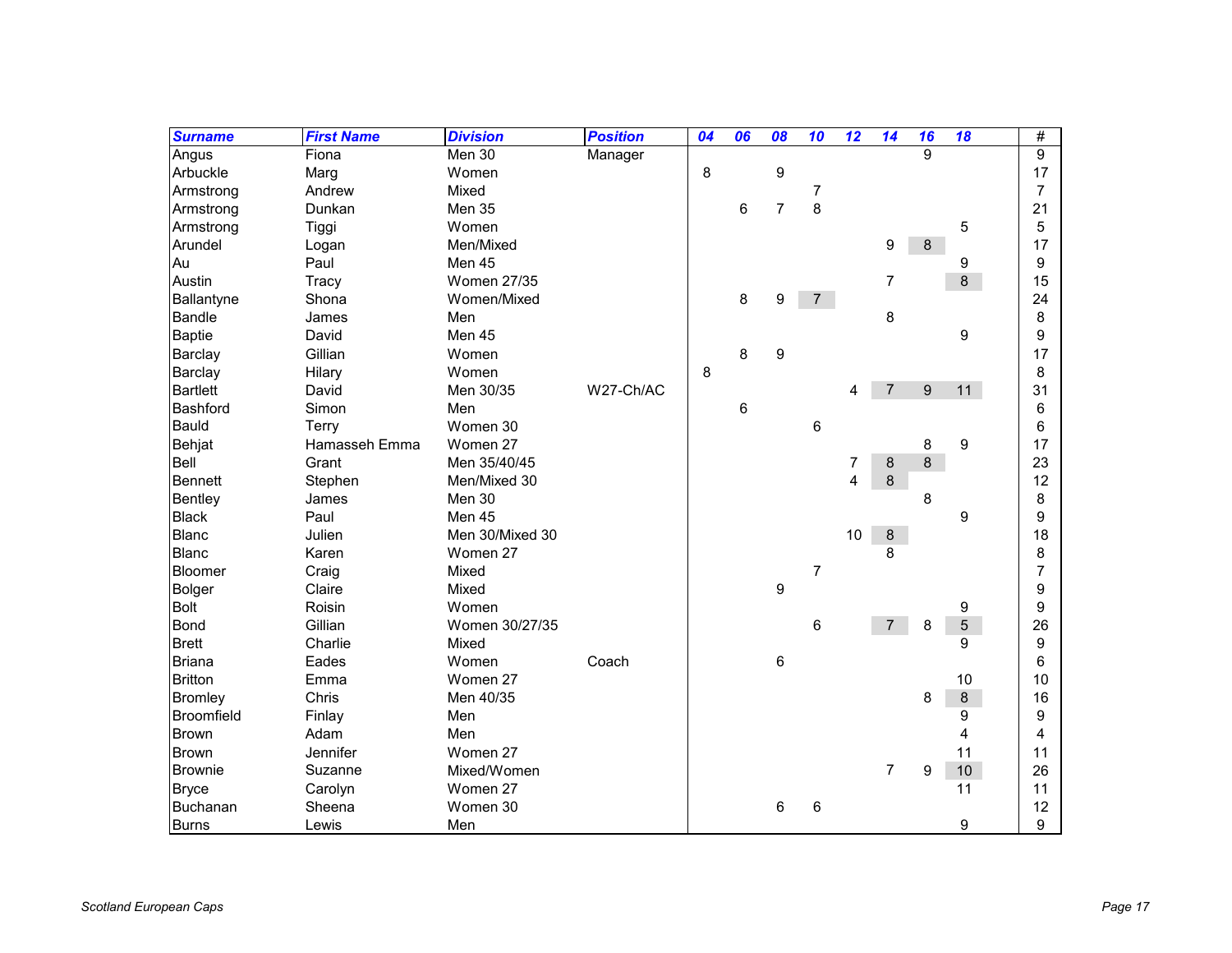| Surname | First Name | Division | Position | 04 | 06 | 08 | 10 | 12 | 14 | 16 | 18 | # |
|---|---|---|---|---|---|---|---|---|---|---|---|---|
| Angus | Fiona | Men 30 | Manager | | | | | | | 9 | | 9 |
| Arbuckle | Marg | Women | | 8 | | 9 | | | | | | 17 |
| Armstrong | Andrew | Mixed | | | | | 7 | | | | | 7 |
| Armstrong | Dunkan | Men 35 | | | 6 | 7 | 8 | | | | | 21 |
| Armstrong | Tiggi | Women | | | | | | | | | 5 | 5 |
| Arundel | Logan | Men/Mixed | | | | | | | 9 | 8 | | 17 |
| Au | Paul | Men 45 | | | | | | | | | 9 | 9 |
| Austin | Tracy | Women 27/35 | | | | | | | 7 | | 8 | 15 |
| Ballantyne | Shona | Women/Mixed | | | 8 | 9 | 7 | | | | | 24 |
| Bandle | James | Men | | | | | | | 8 | | | 8 |
| Baptie | David | Men 45 | | | | | | | | | 9 | 9 |
| Barclay | Gillian | Women | | | 8 | 9 | | | | | | 17 |
| Barclay | Hilary | Women | | 8 | | | | | | | | 8 |
| Bartlett | David | Men 30/35 | W27-Ch/AC | | | | | 4 | 7 | 9 | 11 | 31 |
| Bashford | Simon | Men | | | 6 | | | | | | | 6 |
| Bauld | Terry | Women 30 | | | | | 6 | | | | | 6 |
| Behjat | Hamasseh Emma | Women 27 | | | | | | | | 8 | 9 | 17 |
| Bell | Grant | Men 35/40/45 | | | | | | 7 | 8 | 8 | | 23 |
| Bennett | Stephen | Men/Mixed 30 | | | | | | 4 | 8 | | | 12 |
| Bentley | James | Men 30 | | | | | | | | 8 | | 8 |
| Black | Paul | Men 45 | | | | | | | | | 9 | 9 |
| Blanc | Julien | Men 30/Mixed 30 | | | | | | 10 | 8 | | | 18 |
| Blanc | Karen | Women 27 | | | | | | | 8 | | | 8 |
| Bloomer | Craig | Mixed | | | | | 7 | | | | | 7 |
| Bolger | Claire | Mixed | | | | 9 | | | | | | 9 |
| Bolt | Roisin | Women | | | | | | | | | 9 | 9 |
| Bond | Gillian | Women 30/27/35 | | | | | 6 | | 7 | 8 | 5 | 26 |
| Brett | Charlie | Mixed | | | | | | | | | 9 | 9 |
| Briana | Eades | Women | Coach | | | 6 | | | | | | 6 |
| Britton | Emma | Women 27 | | | | | | | | | 10 | 10 |
| Bromley | Chris | Men 40/35 | | | | | | | | 8 | 8 | 16 |
| Broomfield | Finlay | Men | | | | | | | | | 9 | 9 |
| Brown | Adam | Men | | | | | | | | | 4 | 4 |
| Brown | Jennifer | Women 27 | | | | | | | | | 11 | 11 |
| Brownie | Suzanne | Mixed/Women | | | | | | | 7 | 9 | 10 | 26 |
| Bryce | Carolyn | Women 27 | | | | | | | | | 11 | 11 |
| Buchanan | Sheena | Women 30 | | | | 6 | 6 | | | | | 12 |
| Burns | Lewis | Men | | | | | | | | | 9 | 9 |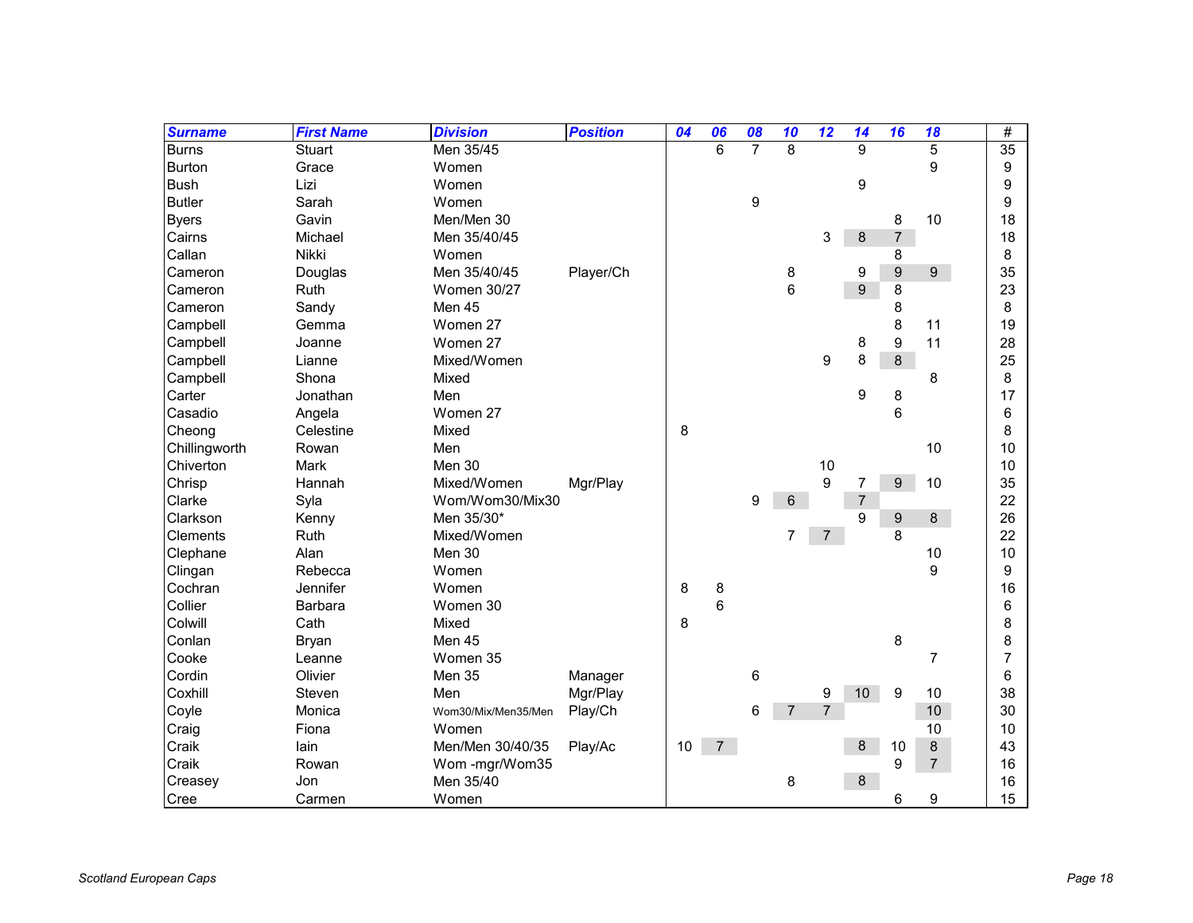| *Surname* | *First Name* | *Division* | *Position* | *04* | *06* | *08* | *10* | *12* | *14* | *16* | *18* | # |
|---|---|---|---|---|---|---|---|---|---|---|---|---|
| Burns | Stuart | Men 35/45 | | | 6 | 7 | 8 | | 9 | | 5 | 35 |
| Burton | Grace | Women | | | | | | | | | 9 | 9 |
| Bush | Lizi | Women | | | | | | | 9 | | | 9 |
| Butler | Sarah | Women | | | | 9 | | | | | | 9 |
| Byers | Gavin | Men/Men 30 | | | | | | | | 8 | 10 | 18 |
| Cairns | Michael | Men 35/40/45 | | | | | | 3 | 8 | 7 | | 18 |
| Callan | Nikki | Women | | | | | | | | 8 | | 8 |
| Cameron | Douglas | Men 35/40/45 | Player/Ch | | | | 8 | | 9 | 9 | 9 | 35 |
| Cameron | Ruth | Women 30/27 | | | | | 6 | | 9 | 8 | | 23 |
| Cameron | Sandy | Men 45 | | | | | | | | 8 | | 8 |
| Campbell | Gemma | Women 27 | | | | | | | | 8 | 11 | 19 |
| Campbell | Joanne | Women 27 | | | | | | | 8 | 9 | 11 | 28 |
| Campbell | Lianne | Mixed/Women | | | | | | 9 | 8 | 8 | | 25 |
| Campbell | Shona | Mixed | | | | | | | | | 8 | 8 |
| Carter | Jonathan | Men | | | | | | | 9 | 8 | | 17 |
| Casadio | Angela | Women 27 | | | | | | | | 6 | | 6 |
| Cheong | Celestine | Mixed | | 8 | | | | | | | | 8 |
| Chillingworth | Rowan | Men | | | | | | | | | 10 | 10 |
| Chiverton | Mark | Men 30 | | | | | | 10 | | | | 10 |
| Chrisp | Hannah | Mixed/Women | Mgr/Play | | | | | 9 | 7 | 9 | 10 | 35 |
| Clarke | Syla | Wom/Wom30/Mix30 | | | | 9 | 6 | | 7 | | | 22 |
| Clarkson | Kenny | Men 35/30* | | | | | | | 9 | 9 | 8 | 26 |
| Clements | Ruth | Mixed/Women | | | | | 7 | 7 | | 8 | | 22 |
| Clephane | Alan | Men 30 | | | | | | | | | 10 | 10 |
| Clingan | Rebecca | Women | | | | | | | | | 9 | 9 |
| Cochran | Jennifer | Women | | 8 | 8 | | | | | | | 16 |
| Collier | Barbara | Women 30 | | | 6 | | | | | | | 6 |
| Colwill | Cath | Mixed | | 8 | | | | | | | | 8 |
| Conlan | Bryan | Men 45 | | | | | | | | 8 | | 8 |
| Cooke | Leanne | Women 35 | | | | | | | | | 7 | 7 |
| Cordin | Olivier | Men 35 | Manager | | | 6 | | | | | | 6 |
| Coxhill | Steven | Men | Mgr/Play | | | | | 9 | 10 | 9 | 10 | 38 |
| Coyle | Monica | Wom30/Mix/Men35/Men | Play/Ch | | | 6 | 7 | 7 | | | 10 | 30 |
| Craig | Fiona | Women | | | | | | | | | 10 | 10 |
| Craik | Iain | Men/Men 30/40/35 | Play/Ac | 10 | 7 | | | | 8 | 10 | 8 | 43 |
| Craik | Rowan | Wom -mgr/Wom35 | | | | | | | | 9 | 7 | 16 |
| Creasey | Jon | Men 35/40 | | | | | 8 | | 8 | | | 16 |
| Cree | Carmen | Women | | | | | | | | 6 | 9 | 15 |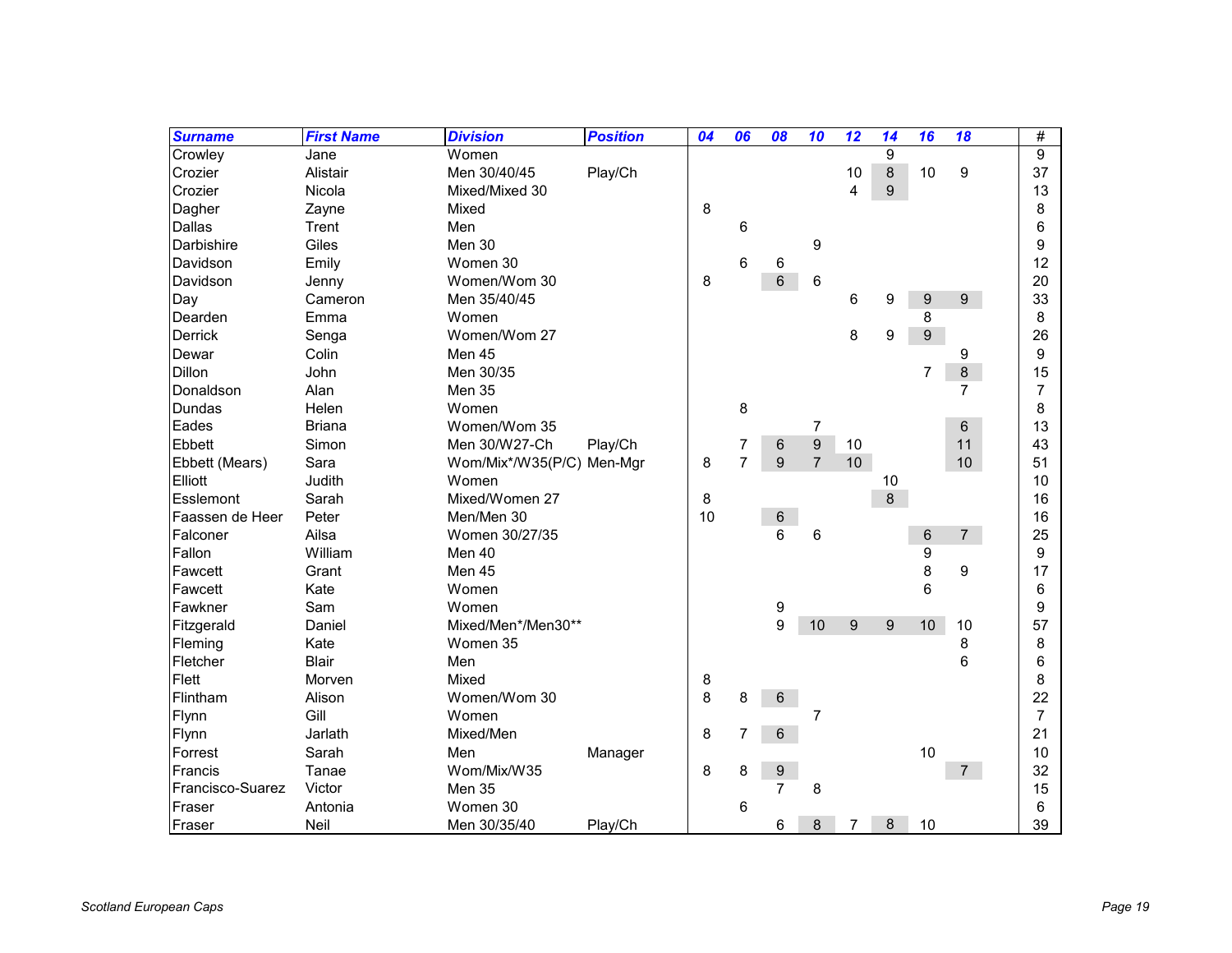| Surname | First Name | Division | Position | 04 | 06 | 08 | 10 | 12 | 14 | 16 | 18 | # |
|---|---|---|---|---|---|---|---|---|---|---|---|---|
| Crowley | Jane | Women | | | | | | | 9 | | | 9 |
| Crozier | Alistair | Men 30/40/45 | Play/Ch | | | | | 10 | 8 | 10 | 9 | 37 |
| Crozier | Nicola | Mixed/Mixed 30 | | | | | | 4 | 9 | | | 13 |
| Dagher | Zayne | Mixed | | 8 | | | | | | | | 8 |
| Dallas | Trent | Men | | | 6 | | | | | | | 6 |
| Darbishire | Giles | Men 30 | | | | | 9 | | | | | 9 |
| Davidson | Emily | Women 30 | | | 6 | 6 | | | | | | 12 |
| Davidson | Jenny | Women/Wom 30 | | 8 | | 6 | 6 | | | | | 20 |
| Day | Cameron | Men 35/40/45 | | | | | | 6 | 9 | 9 | 9 | 33 |
| Dearden | Emma | Women | | | | | | | | 8 | | 8 |
| Derrick | Senga | Women/Wom 27 | | | | | | 8 | 9 | 9 | | 26 |
| Dewar | Colin | Men 45 | | | | | | | | | 9 | 9 |
| Dillon | John | Men 30/35 | | | | | | | | 7 | 8 | 15 |
| Donaldson | Alan | Men 35 | | | | | | | | | 7 | 7 |
| Dundas | Helen | Women | | | 8 | | | | | | | 8 |
| Eades | Briana | Women/Wom 35 | | | | | 7 | | | | 6 | 13 |
| Ebbett | Simon | Men 30/W27-Ch | Play/Ch | | 7 | 6 | 9 | 10 | | | 11 | 43 |
| Ebbett (Mears) | Sara | Wom/Mix*/W35(P/C) | Men-Mgr | 8 | 7 | 9 | 7 | 10 | | | 10 | 51 |
| Elliott | Judith | Women | | | | | | | 10 | | | 10 |
| Esslemont | Sarah | Mixed/Women 27 | | 8 | | | | | 8 | | | 16 |
| Faassen de Heer | Peter | Men/Men 30 | | 10 | | 6 | | | | | | 16 |
| Falconer | Ailsa | Women 30/27/35 | | | | 6 | 6 | | | 6 | 7 | 25 |
| Fallon | William | Men 40 | | | | | | | | 9 | | 9 |
| Fawcett | Grant | Men 45 | | | | | | | | 8 | 9 | 17 |
| Fawcett | Kate | Women | | | | | | | | 6 | | 6 |
| Fawkner | Sam | Women | | | | 9 | | | | | | 9 |
| Fitzgerald | Daniel | Mixed/Men*/Men30** | | | | 9 | 10 | 9 | 9 | 10 | 10 | 57 |
| Fleming | Kate | Women 35 | | | | | | | | | 8 | 8 |
| Fletcher | Blair | Men | | | | | | | | | 6 | 6 |
| Flett | Morven | Mixed | | 8 | | | | | | | | 8 |
| Flintham | Alison | Women/Wom 30 | | 8 | 8 | 6 | | | | | | 22 |
| Flynn | Gill | Women | | | | | 7 | | | | | 7 |
| Flynn | Jarlath | Mixed/Men | | 8 | 7 | 6 | | | | | | 21 |
| Forrest | Sarah | Men | Manager | | | | | | | 10 | | 10 |
| Francis | Tanae | Wom/Mix/W35 | | 8 | 8 | 9 | | | | | 7 | 32 |
| Francisco-Suarez | Victor | Men 35 | | | | 7 | 8 | | | | | 15 |
| Fraser | Antonia | Women 30 | | | 6 | | | | | | | 6 |
| Fraser | Neil | Men 30/35/40 | Play/Ch | | | 6 | 8 | 7 | 8 | 10 | | 39 |

*Scotland European Caps*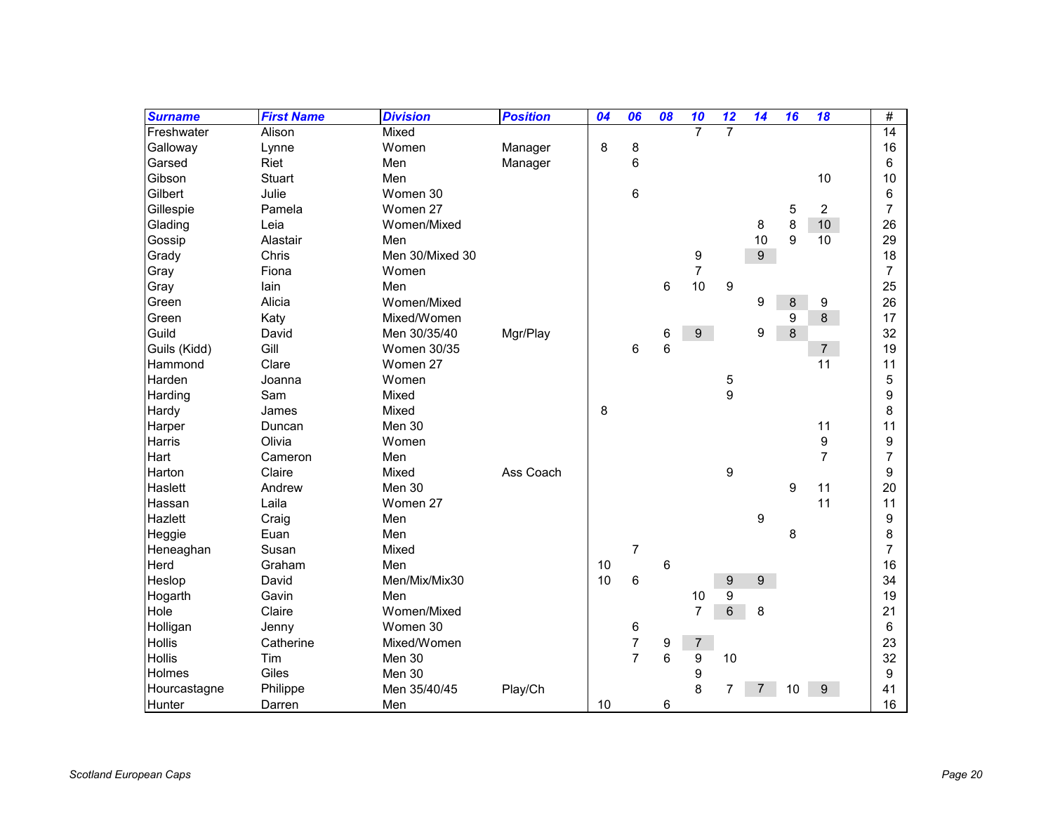| Surname | First Name | Division | Position | 04 | 06 | 08 | 10 | 12 | 14 | 16 | 18 | # |
|---|---|---|---|---|---|---|---|---|---|---|---|---|
| Freshwater | Alison | Mixed | | | | | 7 | 7 | | | | 14 |
| Galloway | Lynne | Women | Manager | 8 | 8 | | | | | | | 16 |
| Garsed | Riet | Men | Manager | | 6 | | | | | | | 6 |
| Gibson | Stuart | Men | | | | | | | | | 10 | 10 |
| Gilbert | Julie | Women 30 | | | 6 | | | | | | | 6 |
| Gillespie | Pamela | Women 27 | | | | | | | | 5 | 2 | 7 |
| Glading | Leia | Women/Mixed | | | | | | | 8 | 8 | 10 | 26 |
| Gossip | Alastair | Men | | | | | | | 10 | 9 | 10 | 29 |
| Grady | Chris | Men 30/Mixed 30 | | | | | 9 | | 9 | | | 18 |
| Gray | Fiona | Women | | | | | 7 | | | | | 7 |
| Gray | Iain | Men | | | | 6 | 10 | 9 | | | | 25 |
| Green | Alicia | Women/Mixed | | | | | | | 9 | 8 | 9 | 26 |
| Green | Katy | Mixed/Women | | | | | | | | 9 | 8 | 17 |
| Guild | David | Men 30/35/40 | Mgr/Play | | | 6 | 9 | | 9 | 8 | | 32 |
| Guils (Kidd) | Gill | Women 30/35 | | | 6 | 6 | | | | | 7 | 19 |
| Hammond | Clare | Women 27 | | | | | | | | | 11 | 11 |
| Harden | Joanna | Women | | | | | | 5 | | | | 5 |
| Harding | Sam | Mixed | | | | | | 9 | | | | 9 |
| Hardy | James | Mixed | | 8 | | | | | | | | 8 |
| Harper | Duncan | Men 30 | | | | | | | | | 11 | 11 |
| Harris | Olivia | Women | | | | | | | | | 9 | 9 |
| Hart | Cameron | Men | | | | | | | | | 7 | 7 |
| Harton | Claire | Mixed | Ass Coach | | | | | 9 | | | | 9 |
| Haslett | Andrew | Men 30 | | | | | | | | 9 | 11 | 20 |
| Hassan | Laila | Women 27 | | | | | | | | | 11 | 11 |
| Hazlett | Craig | Men | | | | | | | 9 | | | 9 |
| Heggie | Euan | Men | | | | | | | | 8 | | 8 |
| Heneaghan | Susan | Mixed | | | 7 | | | | | | | 7 |
| Herd | Graham | Men | | 10 | | 6 | | | | | | 16 |
| Heslop | David | Men/Mix/Mix30 | | 10 | 6 | | | 9 | 9 | | | 34 |
| Hogarth | Gavin | Men | | | | | 10 | 9 | | | | 19 |
| Hole | Claire | Women/Mixed | | | | | 7 | 6 | 8 | | | 21 |
| Holligan | Jenny | Women 30 | | | 6 | | | | | | | 6 |
| Hollis | Catherine | Mixed/Women | | | 7 | 9 | 7 | | | | | 23 |
| Hollis | Tim | Men 30 | | | 7 | 6 | 9 | 10 | | | | 32 |
| Holmes | Giles | Men 30 | | | | | 9 | | | | | 9 |
| Hourcastagne | Philippe | Men 35/40/45 | Play/Ch | | | | 8 | 7 | 7 | 10 | 9 | 41 |
| Hunter | Darren | Men | | 10 | | 6 | | | | | | 16 |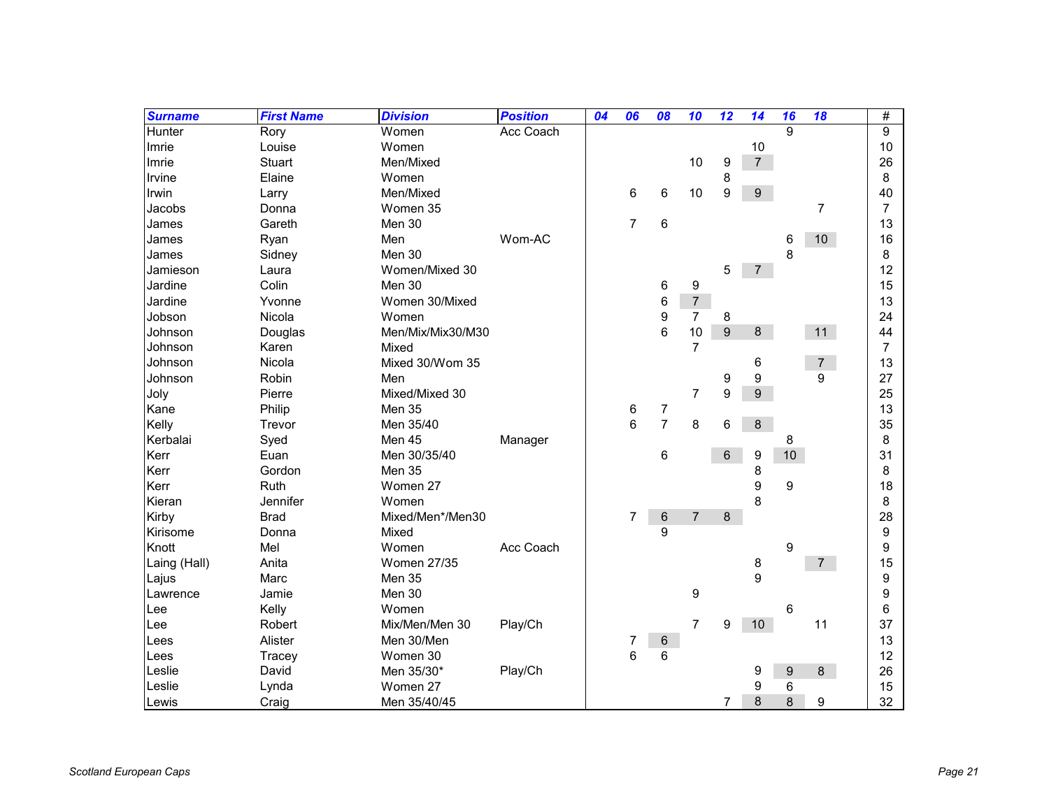| Surname | First Name | Division | Position | 04 | 06 | 08 | 10 | 12 | 14 | 16 | 18 | # |
|---|---|---|---|---|---|---|---|---|---|---|---|---|
| Hunter | Rory | Women | Acc Coach | | | | | | | 9 | | 9 |
| Imrie | Louise | Women | | | | | | | 10 | | | 10 |
| Imrie | Stuart | Men/Mixed | | | | | 10 | 9 | 7 | | | 26 |
| Irvine | Elaine | Women | | | | | | 8 | | | | 8 |
| Irwin | Larry | Men/Mixed | | | 6 | 6 | 10 | 9 | 9 | | | 40 |
| Jacobs | Donna | Women 35 | | | | | | | | | 7 | 7 |
| James | Gareth | Men 30 | | | 7 | 6 | | | | | | 13 |
| James | Ryan | Men | Wom-AC | | | | | | | 6 | 10 | 16 |
| James | Sidney | Men 30 | | | | | | | | 8 | | 8 |
| Jamieson | Laura | Women/Mixed 30 | | | | | | 5 | 7 | | | 12 |
| Jardine | Colin | Men 30 | | | | 6 | 9 | | | | | 15 |
| Jardine | Yvonne | Women 30/Mixed | | | | 6 | 7 | | | | | 13 |
| Jobson | Nicola | Women | | | | 9 | 7 | 8 | | | | 24 |
| Johnson | Douglas | Men/Mix/Mix30/M30 | | | | 6 | 10 | 9 | 8 | | 11 | 44 |
| Johnson | Karen | Mixed | | | | | 7 | | | | | 7 |
| Johnson | Nicola | Mixed 30/Wom 35 | | | | | | | 6 | | 7 | 13 |
| Johnson | Robin | Men | | | | | | 9 | 9 | | 9 | 27 |
| Joly | Pierre | Mixed/Mixed 30 | | | | | 7 | 9 | 9 | | | 25 |
| Kane | Philip | Men 35 | | | 6 | 7 | | | | | | 13 |
| Kelly | Trevor | Men 35/40 | | | 6 | 7 | 8 | 6 | 8 | | | 35 |
| Kerbalai | Syed | Men 45 | Manager | | | | | | | 8 | | 8 |
| Kerr | Euan | Men 30/35/40 | | | | 6 | | 6 | 9 | 10 | | 31 |
| Kerr | Gordon | Men 35 | | | | | | | 8 | | | 8 |
| Kerr | Ruth | Women 27 | | | | | | | 9 | 9 | | 18 |
| Kieran | Jennifer | Women | | | | | | | 8 | | | 8 |
| Kirby | Brad | Mixed/Men*/Men30 | | | 7 | 6 | 7 | 8 | | | | 28 |
| Kirisome | Donna | Mixed | | | | 9 | | | | | | 9 |
| Knott | Mel | Women | Acc Coach | | | | | | | 9 | | 9 |
| Laing (Hall) | Anita | Women 27/35 | | | | | | | 8 | | 7 | 15 |
| Lajus | Marc | Men 35 | | | | | | | 9 | | | 9 |
| Lawrence | Jamie | Men 30 | | | | | 9 | | | | | 9 |
| Lee | Kelly | Women | | | | | | | | 6 | | 6 |
| Lee | Robert | Mix/Men/Men 30 | Play/Ch | | | | 7 | 9 | 10 | | 11 | 37 |
| Lees | Alister | Men 30/Men | | | 7 | 6 | | | | | | 13 |
| Lees | Tracey | Women 30 | | | 6 | 6 | | | | | | 12 |
| Leslie | David | Men 35/30* | Play/Ch | | | | | | 9 | 9 | 8 | 26 |
| Leslie | Lynda | Women 27 | | | | | | | 9 | 6 | | 15 |
| Lewis | Craig | Men 35/40/45 | | | | | | 7 | 8 | 8 | 9 | 32 |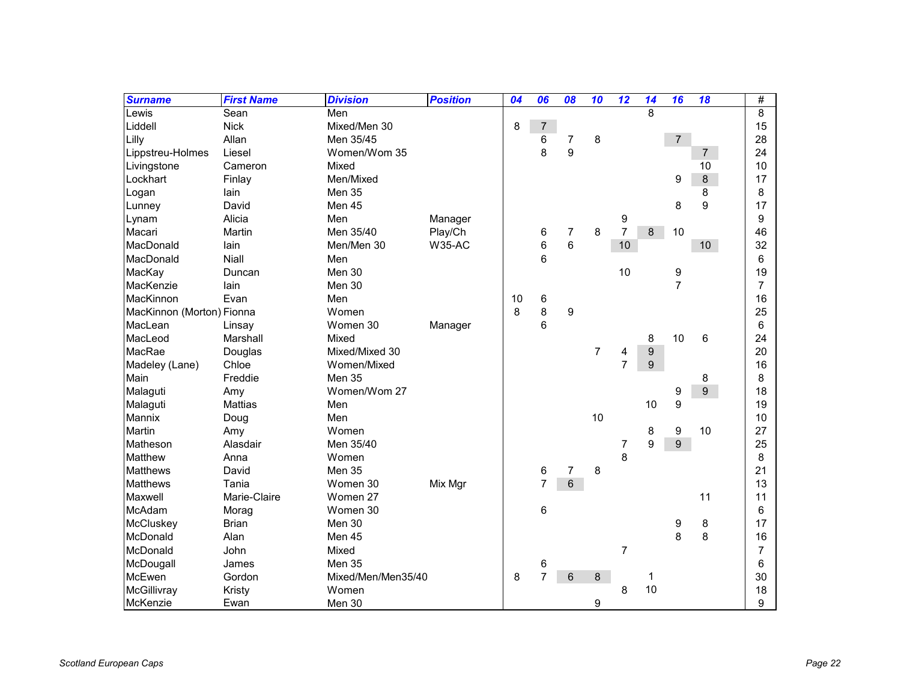| Surname | First Name | Division | Position | 04 | 06 | 08 | 10 | 12 | 14 | 16 | 18 | # |
|---|---|---|---|---|---|---|---|---|---|---|---|---|
| Lewis | Sean | Men | | | | | | | 8 | | | 8 |
| Liddell | Nick | Mixed/Men 30 | | 8 | 7 | | | | | | | 15 |
| Lilly | Allan | Men 35/45 | | | 6 | 7 | 8 | | | 7 | | 28 |
| Lippstreu-Holmes | Liesel | Women/Wom 35 | | | 8 | 9 | | | | | 7 | 24 |
| Livingstone | Cameron | Mixed | | | | | | | | | 10 | 10 |
| Lockhart | Finlay | Men/Mixed | | | | | | | | 9 | 8 | 17 |
| Logan | Iain | Men 35 | | | | | | | | | 8 | 8 |
| Lunney | David | Men 45 | | | | | | | | 8 | 9 | 17 |
| Lynam | Alicia | Men | Manager | | | | | 9 | | | | 9 |
| Macari | Martin | Men 35/40 | Play/Ch | | 6 | 7 | 8 | 7 | 8 | 10 | | 46 |
| MacDonald | Iain | Men/Men 30 | W35-AC | | 6 | 6 | | 10 | | | 10 | 32 |
| MacDonald | Niall | Men | | | 6 | | | | | | | 6 |
| MacKay | Duncan | Men 30 | | | | | | 10 | | 9 | | 19 |
| MacKenzie | Iain | Men 30 | | | | | | | | 7 | | 7 |
| MacKinnon | Evan | Men | | 10 | 6 | | | | | | | 16 |
| MacKinnon (Morton) | Fionna | Women | | 8 | 8 | 9 | | | | | | 25 |
| MacLean | Linsay | Women 30 | Manager | | 6 | | | | | | | 6 |
| MacLeod | Marshall | Mixed | | | | | | | 8 | 10 | 6 | 24 |
| MacRae | Douglas | Mixed/Mixed 30 | | | | | 7 | 4 | 9 | | | 20 |
| Madeley (Lane) | Chloe | Women/Mixed | | | | | | 7 | 9 | | | 16 |
| Main | Freddie | Men 35 | | | | | | | | | 8 | 8 |
| Malaguti | Amy | Women/Wom 27 | | | | | | | | 9 | 9 | 18 |
| Malaguti | Mattias | Men | | | | | | | 10 | 9 | | 19 |
| Mannix | Doug | Men | | | | | 10 | | | | | 10 |
| Martin | Amy | Women | | | | | | | 8 | 9 | 10 | 27 |
| Matheson | Alasdair | Men 35/40 | | | | | | 7 | 9 | 9 | | 25 |
| Matthew | Anna | Women | | | | | | 8 | | | | 8 |
| Matthews | David | Men 35 | | | 6 | 7 | 8 | | | | | 21 |
| Matthews | Tania | Women 30 | Mix Mgr | | 7 | 6 | | | | | | 13 |
| Maxwell | Marie-Claire | Women 27 | | | | | | | | | 11 | 11 |
| McAdam | Morag | Women 30 | | | 6 | | | | | | | 6 |
| McCluskey | Brian | Men 30 | | | | | | | | 9 | 8 | 17 |
| McDonald | Alan | Men 45 | | | | | | | | 8 | 8 | 16 |
| McDonald | John | Mixed | | | | | | 7 | | | | 7 |
| McDougall | James | Men 35 | | | 6 | | | | | | | 6 |
| McEwen | Gordon | Mixed/Men/Men35/40 | | 8 | 7 | 6 | 8 | | 1 | | | 30 |
| McGillivray | Kristy | Women | | | | | | 8 | 10 | | | 18 |
| McKenzie | Ewan | Men 30 | | | | | 9 | | | | | 9 |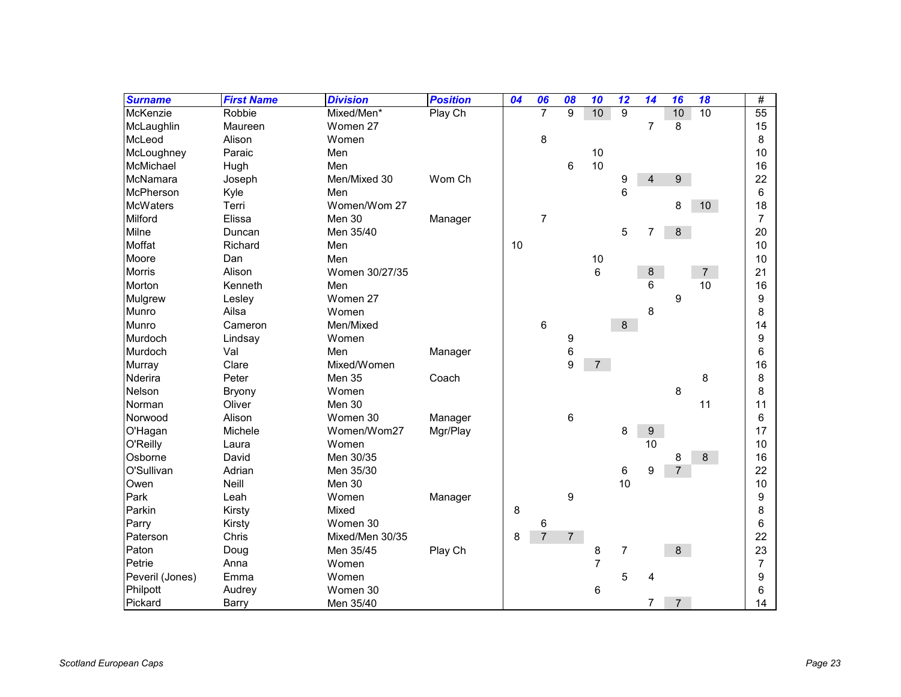| Surname | First Name | Division | Position | 04 | 06 | 08 | 10 | 12 | 14 | 16 | 18 | # |
|---|---|---|---|---|---|---|---|---|---|---|---|---|
| McKenzie | Robbie | Mixed/Men* | Play Ch | | 7 | 9 | 10 | 9 | | 10 | 10 | 55 |
| McLaughlin | Maureen | Women 27 | | | | | | | 7 | 8 | | 15 |
| McLeod | Alison | Women | | | 8 | | | | | | | 8 |
| McLoughney | Paraic | Men | | | | | 10 | | | | | 10 |
| McMichael | Hugh | Men | | | | 6 | 10 | | | | | 16 |
| McNamara | Joseph | Men/Mixed 30 | Wom Ch | | | | | 9 | 4 | 9 | | 22 |
| McPherson | Kyle | Men | | | | | | 6 | | | | 6 |
| McWaters | Terri | Women/Wom 27 | | | | | | | | 8 | 10 | 18 |
| Milford | Elissa | Men 30 | Manager | | 7 | | | | | | | 7 |
| Milne | Duncan | Men 35/40 | | | | | | 5 | 7 | 8 | | 20 |
| Moffat | Richard | Men | | 10 | | | | | | | | 10 |
| Moore | Dan | Men | | | | | 10 | | | | | 10 |
| Morris | Alison | Women 30/27/35 | | | | | 6 | | 8 | | 7 | 21 |
| Morton | Kenneth | Men | | | | | | | 6 | | 10 | 16 |
| Mulgrew | Lesley | Women 27 | | | | | | | | 9 | | 9 |
| Munro | Ailsa | Women | | | | | | | 8 | | | 8 |
| Munro | Cameron | Men/Mixed | | | 6 | | | 8 | | | | 14 |
| Murdoch | Lindsay | Women | | | | 9 | | | | | | 9 |
| Murdoch | Val | Men | Manager | | | 6 | | | | | | 6 |
| Murray | Clare | Mixed/Women | | | | 9 | 7 | | | | | 16 |
| Nderira | Peter | Men 35 | Coach | | | | | | | | 8 | 8 |
| Nelson | Bryony | Women | | | | | | | | 8 | | 8 |
| Norman | Oliver | Men 30 | | | | | | | | | 11 | 11 |
| Norwood | Alison | Women 30 | Manager | | | 6 | | | | | | 6 |
| O'Hagan | Michele | Women/Wom27 | Mgr/Play | | | | | 8 | 9 | | | 17 |
| O'Reilly | Laura | Women | | | | | | | 10 | | | 10 |
| Osborne | David | Men 30/35 | | | | | | | | 8 | 8 | 16 |
| O'Sullivan | Adrian | Men 35/30 | | | | | | 6 | 9 | 7 | | 22 |
| Owen | Neill | Men 30 | | | | | | 10 | | | | 10 |
| Park | Leah | Women | Manager | | | 9 | | | | | | 9 |
| Parkin | Kirsty | Mixed | | 8 | | | | | | | | 8 |
| Parry | Kirsty | Women 30 | | | 6 | | | | | | | 6 |
| Paterson | Chris | Mixed/Men 30/35 | | 8 | 7 | 7 | | | | | | 22 |
| Paton | Doug | Men 35/45 | Play Ch | | | | 8 | 7 | | 8 | | 23 |
| Petrie | Anna | Women | | | | | 7 | | | | | 7 |
| Peveril (Jones) | Emma | Women | | | | | | 5 | 4 | | | 9 |
| Philpott | Audrey | Women 30 | | | | | 6 | | | | | 6 |
| Pickard | Barry | Men 35/40 | | | | | | | 7 | 7 | | 14 |

*Scotland European Caps*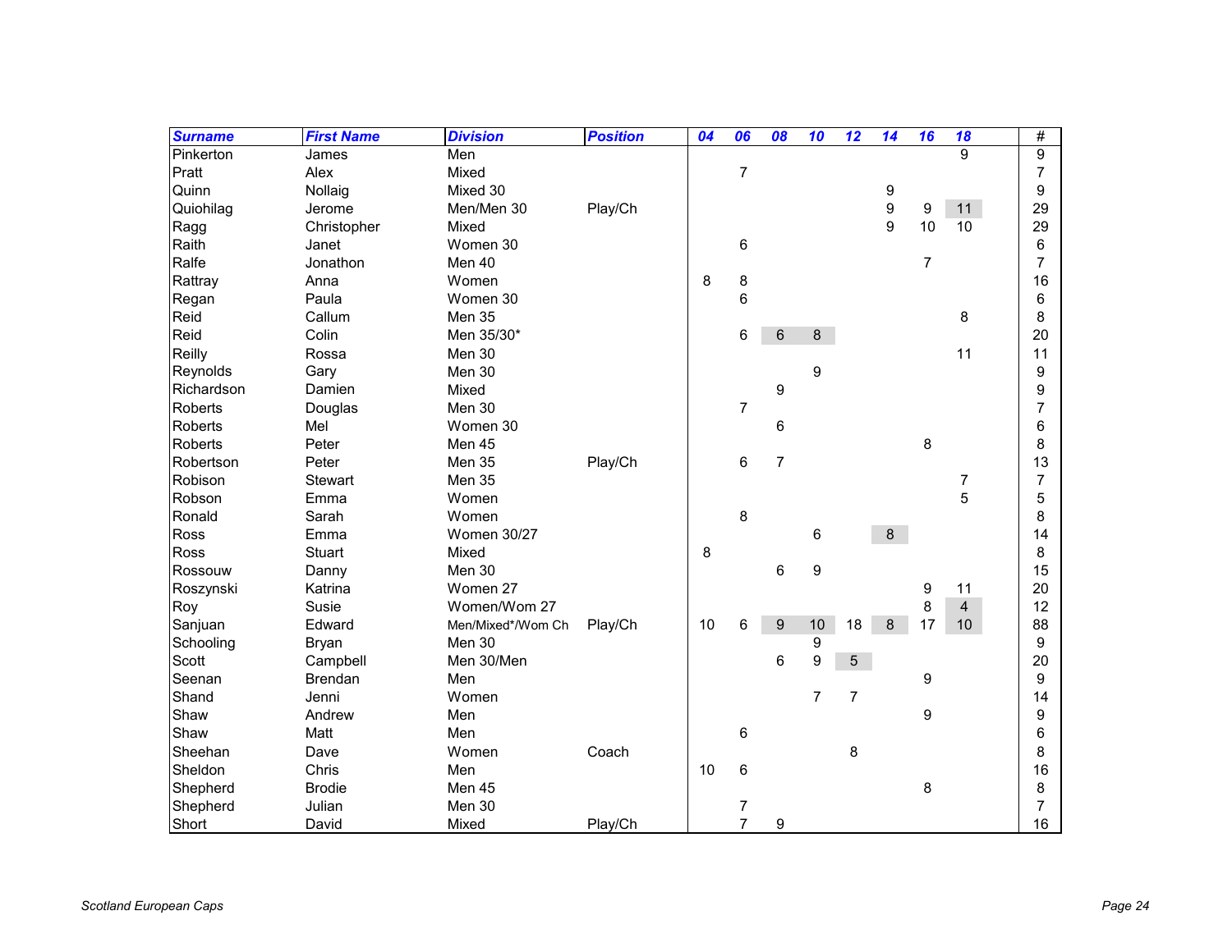| Surname | First Name | Division | Position | 04 | 06 | 08 | 10 | 12 | 14 | 16 | 18 | # |
|---|---|---|---|---|---|---|---|---|---|---|---|---|
| Pinkerton | James | Men | | | | | | | | | 9 | 9 |
| Pratt | Alex | Mixed | | | 7 | | | | | | | 7 |
| Quinn | Nollaig | Mixed 30 | | | | | | | 9 | | | 9 |
| Quiohilag | Jerome | Men/Men 30 | Play/Ch | | | | | | 9 | 9 | 11 | 29 |
| Ragg | Christopher | Mixed | | | | | | | 9 | 10 | 10 | 29 |
| Raith | Janet | Women 30 | | | 6 | | | | | | | 6 |
| Ralfe | Jonathon | Men 40 | | | | | | | | 7 | | 7 |
| Rattray | Anna | Women | | 8 | 8 | | | | | | | 16 |
| Regan | Paula | Women 30 | | | 6 | | | | | | | 6 |
| Reid | Callum | Men 35 | | | | | | | | | 8 | 8 |
| Reid | Colin | Men 35/30* | | | 6 | 6 | 8 | | | | | 20 |
| Reilly | Rossa | Men 30 | | | | | | | | | 11 | 11 |
| Reynolds | Gary | Men 30 | | | | | 9 | | | | | 9 |
| Richardson | Damien | Mixed | | | | 9 | | | | | | 9 |
| Roberts | Douglas | Men 30 | | | 7 | | | | | | | 7 |
| Roberts | Mel | Women 30 | | | | 6 | | | | | | 6 |
| Roberts | Peter | Men 45 | | | | | | | | 8 | | 8 |
| Robertson | Peter | Men 35 | Play/Ch | | 6 | 7 | | | | | | 13 |
| Robison | Stewart | Men 35 | | | | | | | | | 7 | 7 |
| Robson | Emma | Women | | | | | | | | | 5 | 5 |
| Ronald | Sarah | Women | | | 8 | | | | | | | 8 |
| Ross | Emma | Women 30/27 | | | | | 6 | | 8 | | | 14 |
| Ross | Stuart | Mixed | | 8 | | | | | | | | 8 |
| Rossouw | Danny | Men 30 | | | | 6 | 9 | | | | | 15 |
| Roszynski | Katrina | Women 27 | | | | | | | | 9 | 11 | 20 |
| Roy | Susie | Women/Wom 27 | | | | | | | | 8 | 4 | 12 |
| Sanjuan | Edward | Men/Mixed*/Wom Ch | Play/Ch | 10 | 6 | 9 | 10 | 18 | 8 | 17 | 10 | 88 |
| Schooling | Bryan | Men 30 | | | | | 9 | | | | | 9 |
| Scott | Campbell | Men 30/Men | | | | 6 | 9 | 5 | | | | 20 |
| Seenan | Brendan | Men | | | | | | | | 9 | | 9 |
| Shand | Jenni | Women | | | | | 7 | 7 | | | | 14 |
| Shaw | Andrew | Men | | | | | | | | 9 | | 9 |
| Shaw | Matt | Men | | | 6 | | | | | | | 6 |
| Sheehan | Dave | Women | Coach | | | | | 8 | | | | 8 |
| Sheldon | Chris | Men | | 10 | 6 | | | | | | | 16 |
| Shepherd | Brodie | Men 45 | | | | | | | | 8 | | 8 |
| Shepherd | Julian | Men 30 | | | 7 | | | | | | | 7 |
| Short | David | Mixed | Play/Ch | | 7 | 9 | | | | | | 16 |

*Scotland European Caps*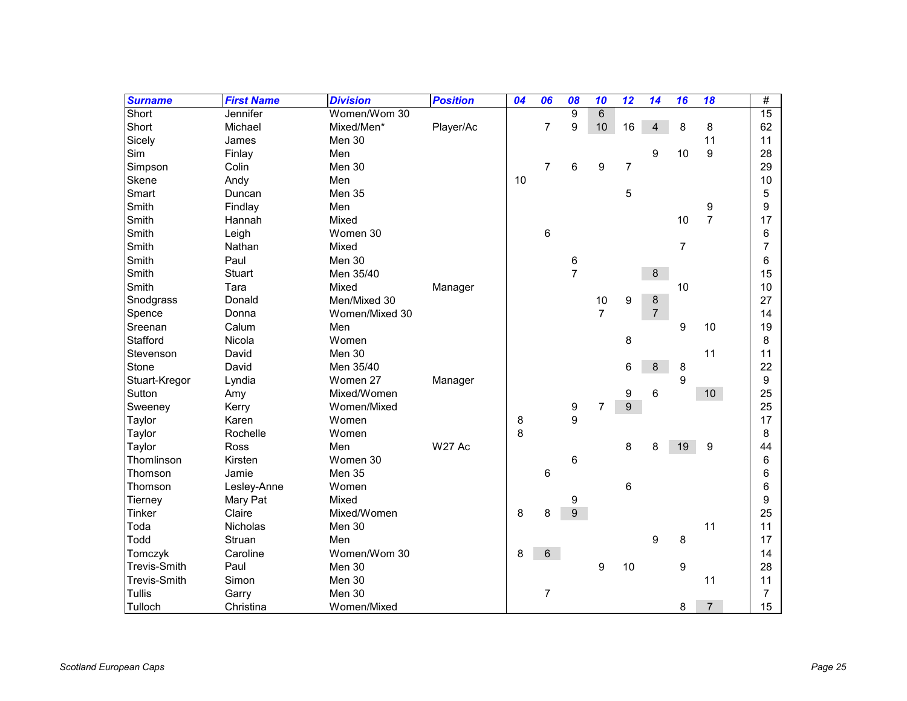| Surname | First Name | Division | Position | 04 | 06 | 08 | 10 | 12 | 14 | 16 | 18 | # |
|---|---|---|---|---|---|---|---|---|---|---|---|---|
| Short | Jennifer | Women/Wom 30 | | | | 9 | 6 | | | | | 15 |
| Short | Michael | Mixed/Men* | Player/Ac | | 7 | 9 | 10 | 16 | 4 | 8 | 8 | 62 |
| Sicely | James | Men 30 | | | | | | | | | 11 | 11 |
| Sim | Finlay | Men | | | | | | | 9 | 10 | 9 | 28 |
| Simpson | Colin | Men 30 | | | 7 | 6 | 9 | 7 | | | | 29 |
| Skene | Andy | Men | | 10 | | | | | | | | 10 |
| Smart | Duncan | Men 35 | | | | | | 5 | | | | 5 |
| Smith | Findlay | Men | | | | | | | | | 9 | 9 |
| Smith | Hannah | Mixed | | | | | | | | 10 | 7 | 17 |
| Smith | Leigh | Women 30 | | | 6 | | | | | | | 6 |
| Smith | Nathan | Mixed | | | | | | | | 7 | | 7 |
| Smith | Paul | Men 30 | | | | 6 | | | | | | 6 |
| Smith | Stuart | Men 35/40 | | | | 7 | | | 8 | | | 15 |
| Smith | Tara | Mixed | Manager | | | | | | | 10 | | 10 |
| Snodgrass | Donald | Men/Mixed 30 | | | | | 10 | 9 | 8 | | | 27 |
| Spence | Donna | Women/Mixed 30 | | | | | 7 | | 7 | | | 14 |
| Sreenan | Calum | Men | | | | | | | | 9 | 10 | 19 |
| Stafford | Nicola | Women | | | | | | 8 | | | | 8 |
| Stevenson | David | Men 30 | | | | | | | | | 11 | 11 |
| Stone | David | Men 35/40 | | | | | | 6 | 8 | 8 | | 22 |
| Stuart-Kregor | Lyndia | Women 27 | Manager | | | | | | | 9 | | 9 |
| Sutton | Amy | Mixed/Women | | | | | | 9 | 6 | | 10 | 25 |
| Sweeney | Kerry | Women/Mixed | | | | 9 | 7 | 9 | | | | 25 |
| Taylor | Karen | Women | | 8 | | 9 | | | | | | 17 |
| Taylor | Rochelle | Women | | 8 | | | | | | | | 8 |
| Taylor | Ross | Men | W27 Ac | | | | | 8 | 8 | 19 | 9 | 44 |
| Thomlinson | Kirsten | Women 30 | | | | 6 | | | | | | 6 |
| Thomson | Jamie | Men 35 | | | 6 | | | | | | | 6 |
| Thomson | Lesley-Anne | Women | | | | | | 6 | | | | 6 |
| Tierney | Mary Pat | Mixed | | | | 9 | | | | | | 9 |
| Tinker | Claire | Mixed/Women | | 8 | 8 | 9 | | | | | | 25 |
| Toda | Nicholas | Men 30 | | | | | | | | | 11 | 11 |
| Todd | Struan | Men | | | | | | | 9 | 8 | | 17 |
| Tomczyk | Caroline | Women/Wom 30 | | 8 | 6 | | | | | | | 14 |
| Trevis-Smith | Paul | Men 30 | | | | | 9 | 10 | | 9 | | 28 |
| Trevis-Smith | Simon | Men 30 | | | | | | | | | 11 | 11 |
| Tullis | Garry | Men 30 | | | 7 | | | | | | | 7 |
| Tulloch | Christina | Women/Mixed | | | | | | | | 8 | 7 | 15 |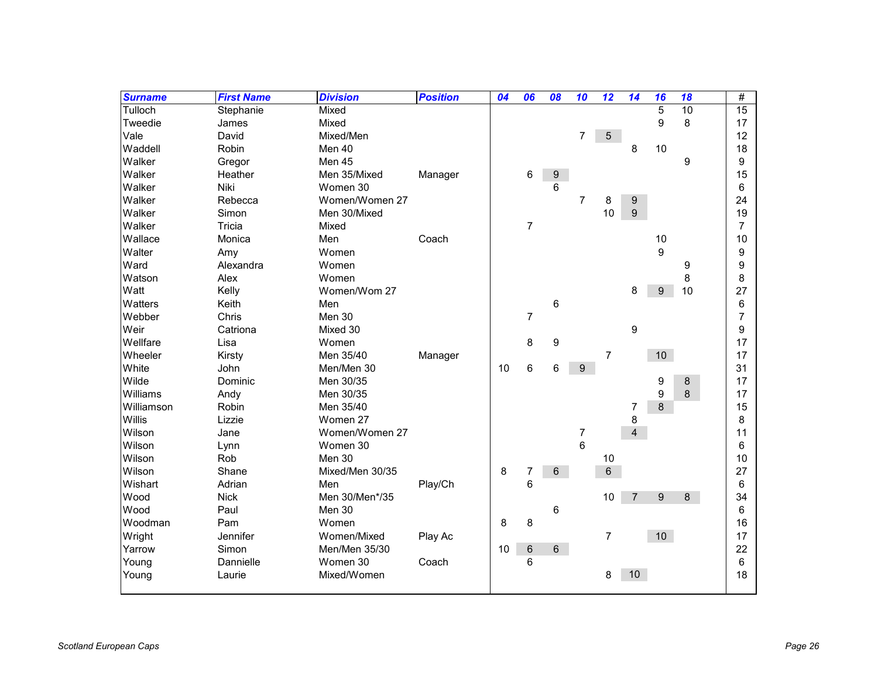| Surname | First Name | Division | Position | 04 | 06 | 08 | 10 | 12 | 14 | 16 | 18 | # |
|---|---|---|---|---|---|---|---|---|---|---|---|---|
| Tulloch | Stephanie | Mixed | | | | | | | | 5 | 10 | 15 |
| Tweedie | James | Mixed | | | | | | | | 9 | 8 | 17 |
| Vale | David | Mixed/Men | | | | | 7 | 5 | | | | 12 |
| Waddell | Robin | Men 40 | | | | | | | 8 | 10 | | 18 |
| Walker | Gregor | Men 45 | | | | | | | | | 9 | 9 |
| Walker | Heather | Men 35/Mixed | Manager | | 6 | 9 | | | | | | 15 |
| Walker | Niki | Women 30 | | | | 6 | | | | | | 6 |
| Walker | Rebecca | Women/Women 27 | | | | | 7 | 8 | 9 | | | 24 |
| Walker | Simon | Men 30/Mixed | | | | | | 10 | 9 | | | 19 |
| Walker | Tricia | Mixed | | | 7 | | | | | | | 7 |
| Wallace | Monica | Men | Coach | | | | | | | 10 | | 10 |
| Walter | Amy | Women | | | | | | | | 9 | | 9 |
| Ward | Alexandra | Women | | | | | | | | | 9 | 9 |
| Watson | Alex | Women | | | | | | | | | 8 | 8 |
| Watt | Kelly | Women/Wom 27 | | | | | | | 8 | 9 | 10 | 27 |
| Watters | Keith | Men | | | | 6 | | | | | | 6 |
| Webber | Chris | Men 30 | | | 7 | | | | | | | 7 |
| Weir | Catriona | Mixed 30 | | | | | | | 9 | | | 9 |
| Wellfare | Lisa | Women | | | 8 | 9 | | | | | | 17 |
| Wheeler | Kirsty | Men 35/40 | Manager | | | | | 7 | | 10 | | 17 |
| White | John | Men/Men 30 | | 10 | 6 | 6 | 9 | | | | | 31 |
| Wilde | Dominic | Men 30/35 | | | | | | | | 9 | 8 | 17 |
| Williams | Andy | Men 30/35 | | | | | | | | 9 | 8 | 17 |
| Williamson | Robin | Men 35/40 | | | | | | | 7 | 8 | | 15 |
| Willis | Lizzie | Women 27 | | | | | | | 8 | | | 8 |
| Wilson | Jane | Women/Women 27 | | | | | 7 | | 4 | | | 11 |
| Wilson | Lynn | Women 30 | | | | | 6 | | | | | 6 |
| Wilson | Rob | Men 30 | | | | | | 10 | | | | 10 |
| Wilson | Shane | Mixed/Men 30/35 | | 8 | 7 | 6 | | 6 | | | | 27 |
| Wishart | Adrian | Men | Play/Ch | | 6 | | | | | | | 6 |
| Wood | Nick | Men 30/Men*/35 | | | | | | 10 | 7 | 9 | 8 | 34 |
| Wood | Paul | Men 30 | | | | 6 | | | | | | 6 |
| Woodman | Pam | Women | | 8 | 8 | | | | | | | 16 |
| Wright | Jennifer | Women/Mixed | Play Ac | | | | | 7 | | 10 | | 17 |
| Yarrow | Simon | Men/Men 35/30 | | 10 | 6 | 6 | | | | | | 22 |
| Young | Dannielle | Women 30 | Coach | | 6 | | | | | | | 6 |
| Young | Laurie | Mixed/Women | | | | | | 8 | 10 | | | 18 |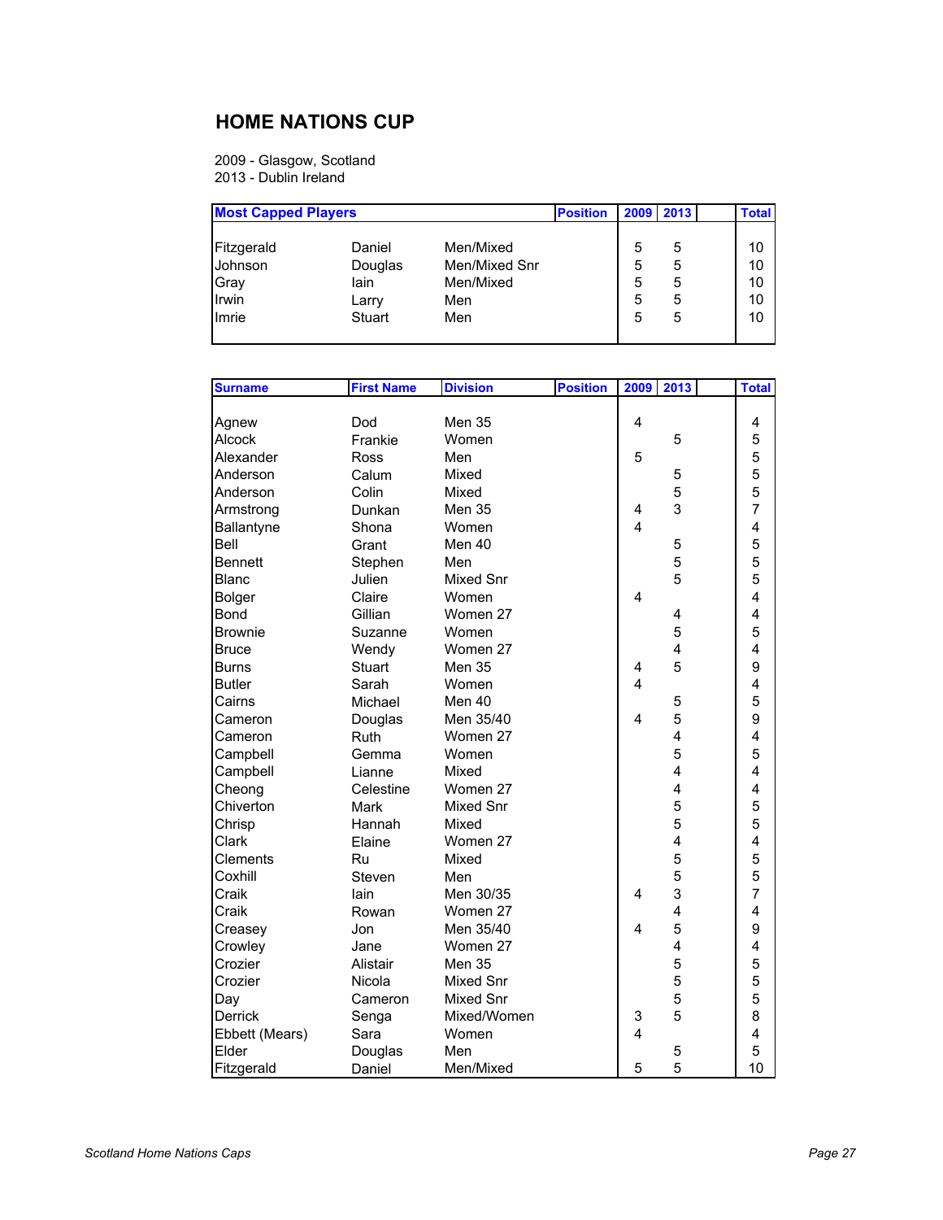## HOME NATIONS CUP

2009 - Glasgow, Scotland
2013 - Dublin Ireland

| Most Capped Players | | | Position | 2009 | 2013 | | Total |
|---|---|---|---|---|---|---|---|
| Fitzgerald | Daniel | Men/Mixed | | 5 | 5 | | 10 |
| Johnson | Douglas | Men/Mixed Snr | | 5 | 5 | | 10 |
| Gray | Iain | Men/Mixed | | 5 | 5 | | 10 |
| Irwin | Larry | Men | | 5 | 5 | | 10 |
| Imrie | Stuart | Men | | 5 | 5 | | 10 |

| Surname | First Name | Division | Position | 2009 | 2013 | | Total |
|---|---|---|---|---|---|---|---|
| Agnew | Dod | Men 35 | | 4 | | | 4 |
| Alcock | Frankie | Women | | | 5 | | 5 |
| Alexander | Ross | Men | | 5 | | | 5 |
| Anderson | Calum | Mixed | | | 5 | | 5 |
| Anderson | Colin | Mixed | | | 5 | | 5 |
| Armstrong | Dunkan | Men 35 | | 4 | 3 | | 7 |
| Ballantyne | Shona | Women | | 4 | | | 4 |
| Bell | Grant | Men 40 | | | 5 | | 5 |
| Bennett | Stephen | Men | | | 5 | | 5 |
| Blanc | Julien | Mixed Snr | | | 5 | | 5 |
| Bolger | Claire | Women | | 4 | | | 4 |
| Bond | Gillian | Women 27 | | | 4 | | 4 |
| Brownie | Suzanne | Women | | | 5 | | 5 |
| Bruce | Wendy | Women 27 | | | 4 | | 4 |
| Burns | Stuart | Men 35 | | 4 | 5 | | 9 |
| Butler | Sarah | Women | | 4 | | | 4 |
| Cairns | Michael | Men 40 | | | 5 | | 5 |
| Cameron | Douglas | Men 35/40 | | 4 | 5 | | 9 |
| Cameron | Ruth | Women 27 | | | 4 | | 4 |
| Campbell | Gemma | Women | | | 5 | | 5 |
| Campbell | Lianne | Mixed | | | 4 | | 4 |
| Cheong | Celestine | Women 27 | | | 4 | | 4 |
| Chiverton | Mark | Mixed Snr | | | 5 | | 5 |
| Chrisp | Hannah | Mixed | | | 5 | | 5 |
| Clark | Elaine | Women 27 | | | 4 | | 4 |
| Clements | Ru | Mixed | | | 5 | | 5 |
| Coxhill | Steven | Men | | | 5 | | 5 |
| Craik | Iain | Men 30/35 | | 4 | 3 | | 7 |
| Craik | Rowan | Women 27 | | | 4 | | 4 |
| Creasey | Jon | Men 35/40 | | 4 | 5 | | 9 |
| Crowley | Jane | Women 27 | | | 4 | | 4 |
| Crozier | Alistair | Men 35 | | | 5 | | 5 |
| Crozier | Nicola | Mixed Snr | | | 5 | | 5 |
| Day | Cameron | Mixed Snr | | | 5 | | 5 |
| Derrick | Senga | Mixed/Women | | 3 | 5 | | 8 |
| Ebbett (Mears) | Sara | Women | | 4 | | | 4 |
| Elder | Douglas | Men | | | 5 | | 5 |
| Fitzgerald | Daniel | Men/Mixed | | 5 | 5 | | 10 |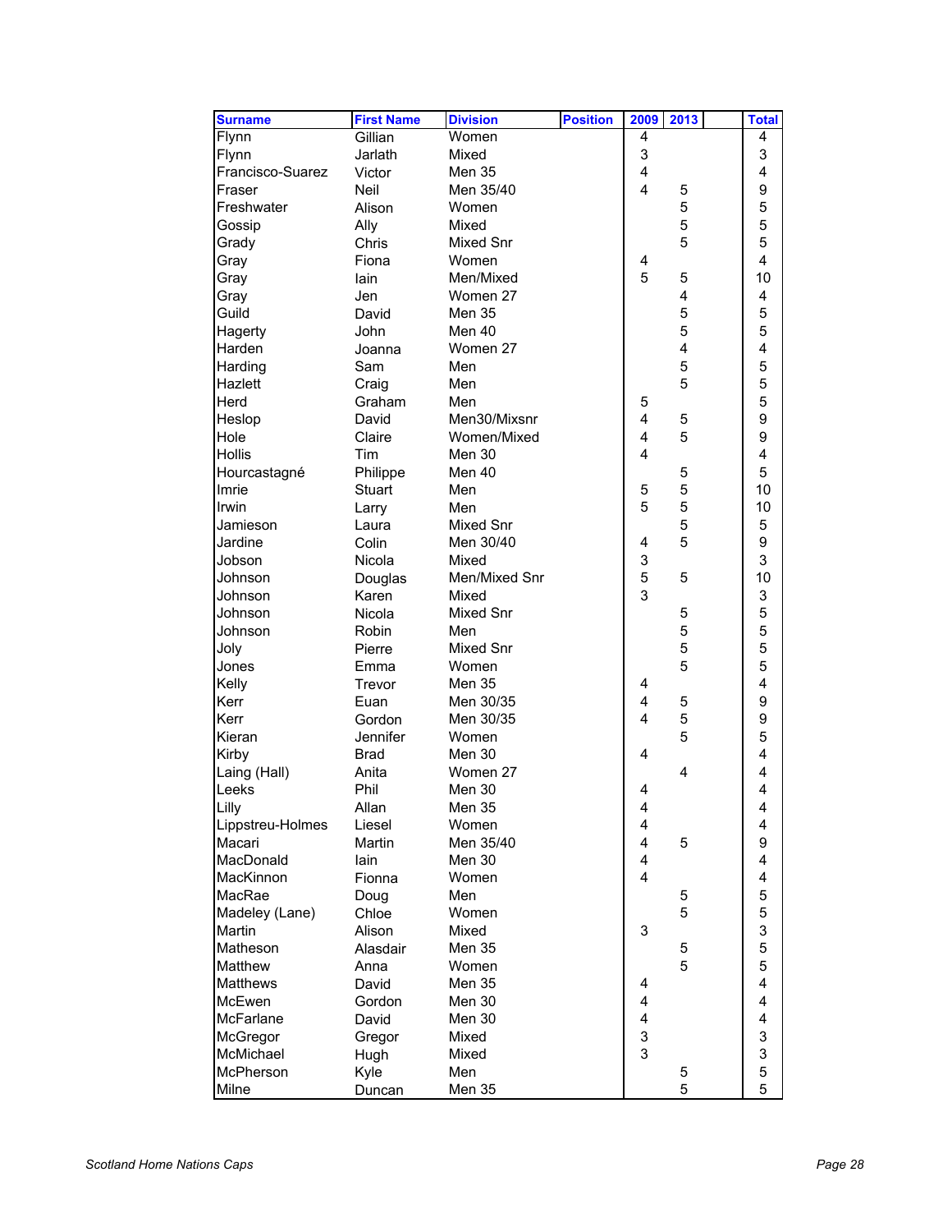| Surname | First Name | Division | Position | 2009 | 2013 | | Total |
|---|---|---|---|---|---|---|---|
| Flynn | Gillian | Women | | 4 | | | 4 |
| Flynn | Jarlath | Mixed | | 3 | | | 3 |
| Francisco-Suarez | Victor | Men 35 | | 4 | | | 4 |
| Fraser | Neil | Men 35/40 | | 4 | 5 | | 9 |
| Freshwater | Alison | Women | | | 5 | | 5 |
| Gossip | Ally | Mixed | | | 5 | | 5 |
| Grady | Chris | Mixed Snr | | | 5 | | 5 |
| Gray | Fiona | Women | | 4 | | | 4 |
| Gray | Iain | Men/Mixed | | 5 | 5 | | 10 |
| Gray | Jen | Women 27 | | | 4 | | 4 |
| Guild | David | Men 35 | | | 5 | | 5 |
| Hagerty | John | Men 40 | | | 5 | | 5 |
| Harden | Joanna | Women 27 | | | 4 | | 4 |
| Harding | Sam | Men | | | 5 | | 5 |
| Hazlett | Craig | Men | | | 5 | | 5 |
| Herd | Graham | Men | | 5 | | | 5 |
| Heslop | David | Men30/Mixsnr | | 4 | 5 | | 9 |
| Hole | Claire | Women/Mixed | | 4 | 5 | | 9 |
| Hollis | Tim | Men 30 | | 4 | | | 4 |
| Hourcastagné | Philippe | Men 40 | | | 5 | | 5 |
| Imrie | Stuart | Men | | 5 | 5 | | 10 |
| Irwin | Larry | Men | | 5 | 5 | | 10 |
| Jamieson | Laura | Mixed Snr | | | 5 | | 5 |
| Jardine | Colin | Men 30/40 | | 4 | 5 | | 9 |
| Jobson | Nicola | Mixed | | 3 | | | 3 |
| Johnson | Douglas | Men/Mixed Snr | | 5 | 5 | | 10 |
| Johnson | Karen | Mixed | | 3 | | | 3 |
| Johnson | Nicola | Mixed Snr | | | 5 | | 5 |
| Johnson | Robin | Men | | | 5 | | 5 |
| Joly | Pierre | Mixed Snr | | | 5 | | 5 |
| Jones | Emma | Women | | | 5 | | 5 |
| Kelly | Trevor | Men 35 | | 4 | | | 4 |
| Kerr | Euan | Men 30/35 | | 4 | 5 | | 9 |
| Kerr | Gordon | Men 30/35 | | 4 | 5 | | 9 |
| Kieran | Jennifer | Women | | | 5 | | 5 |
| Kirby | Brad | Men 30 | | 4 | | | 4 |
| Laing (Hall) | Anita | Women 27 | | | 4 | | 4 |
| Leeks | Phil | Men 30 | | 4 | | | 4 |
| Lilly | Allan | Men 35 | | 4 | | | 4 |
| Lippstreu-Holmes | Liesel | Women | | 4 | | | 4 |
| Macari | Martin | Men 35/40 | | 4 | 5 | | 9 |
| MacDonald | Iain | Men 30 | | 4 | | | 4 |
| MacKinnon | Fionna | Women | | 4 | | | 4 |
| MacRae | Doug | Men | | | 5 | | 5 |
| Madeley (Lane) | Chloe | Women | | | 5 | | 5 |
| Martin | Alison | Mixed | | 3 | | | 3 |
| Matheson | Alasdair | Men 35 | | | 5 | | 5 |
| Matthew | Anna | Women | | | 5 | | 5 |
| Matthews | David | Men 35 | | 4 | | | 4 |
| McEwen | Gordon | Men 30 | | 4 | | | 4 |
| McFarlane | David | Men 30 | | 4 | | | 4 |
| McGregor | Gregor | Mixed | | 3 | | | 3 |
| McMichael | Hugh | Mixed | | 3 | | | 3 |
| McPherson | Kyle | Men | | | 5 | | 5 |
| Milne | Duncan | Men 35 | | | 5 | | 5 |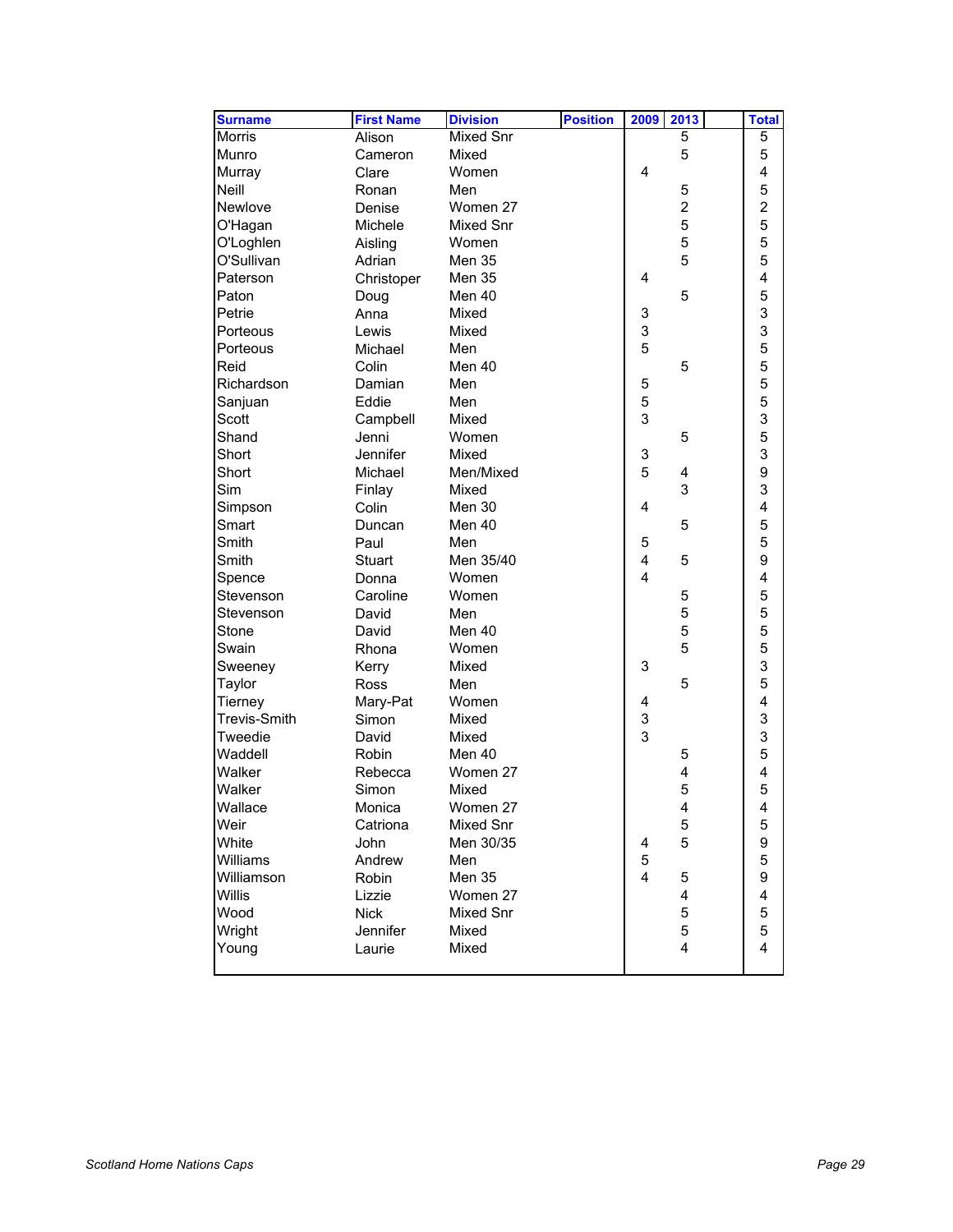| Surname | First Name | Division | Position | 2009 | 2013 | | Total |
|---|---|---|---|---|---|---|---|
| Morris | Alison | Mixed Snr | | | 5 | | 5 |
| Munro | Cameron | Mixed | | | 5 | | 5 |
| Murray | Clare | Women | | 4 | | | 4 |
| Neill | Ronan | Men | | | 5 | | 5 |
| Newlove | Denise | Women 27 | | | 2 | | 2 |
| O'Hagan | Michele | Mixed Snr | | | 5 | | 5 |
| O'Loghlen | Aisling | Women | | | 5 | | 5 |
| O'Sullivan | Adrian | Men 35 | | | 5 | | 5 |
| Paterson | Christoper | Men 35 | | 4 | | | 4 |
| Paton | Doug | Men 40 | | | 5 | | 5 |
| Petrie | Anna | Mixed | | 3 | | | 3 |
| Porteous | Lewis | Mixed | | 3 | | | 3 |
| Porteous | Michael | Men | | 5 | | | 5 |
| Reid | Colin | Men 40 | | | 5 | | 5 |
| Richardson | Damian | Men | | 5 | | | 5 |
| Sanjuan | Eddie | Men | | 5 | | | 5 |
| Scott | Campbell | Mixed | | 3 | | | 3 |
| Shand | Jenni | Women | | | 5 | | 5 |
| Short | Jennifer | Mixed | | 3 | | | 3 |
| Short | Michael | Men/Mixed | | 5 | 4 | | 9 |
| Sim | Finlay | Mixed | | | 3 | | 3 |
| Simpson | Colin | Men 30 | | 4 | | | 4 |
| Smart | Duncan | Men 40 | | | 5 | | 5 |
| Smith | Paul | Men | | 5 | | | 5 |
| Smith | Stuart | Men 35/40 | | 4 | 5 | | 9 |
| Spence | Donna | Women | | 4 | | | 4 |
| Stevenson | Caroline | Women | | | 5 | | 5 |
| Stevenson | David | Men | | | 5 | | 5 |
| Stone | David | Men 40 | | | 5 | | 5 |
| Swain | Rhona | Women | | | 5 | | 5 |
| Sweeney | Kerry | Mixed | | 3 | | | 3 |
| Taylor | Ross | Men | | | 5 | | 5 |
| Tierney | Mary-Pat | Women | | 4 | | | 4 |
| Trevis-Smith | Simon | Mixed | | 3 | | | 3 |
| Tweedie | David | Mixed | | 3 | | | 3 |
| Waddell | Robin | Men 40 | | | 5 | | 5 |
| Walker | Rebecca | Women 27 | | | 4 | | 4 |
| Walker | Simon | Mixed | | | 5 | | 5 |
| Wallace | Monica | Women 27 | | | 4 | | 4 |
| Weir | Catriona | Mixed Snr | | | 5 | | 5 |
| White | John | Men 30/35 | | 4 | 5 | | 9 |
| Williams | Andrew | Men | | 5 | | | 5 |
| Williamson | Robin | Men 35 | | 4 | 5 | | 9 |
| Willis | Lizzie | Women 27 | | | 4 | | 4 |
| Wood | Nick | Mixed Snr | | | 5 | | 5 |
| Wright | Jennifer | Mixed | | | 5 | | 5 |
| Young | Laurie | Mixed | | | 4 | | 4 |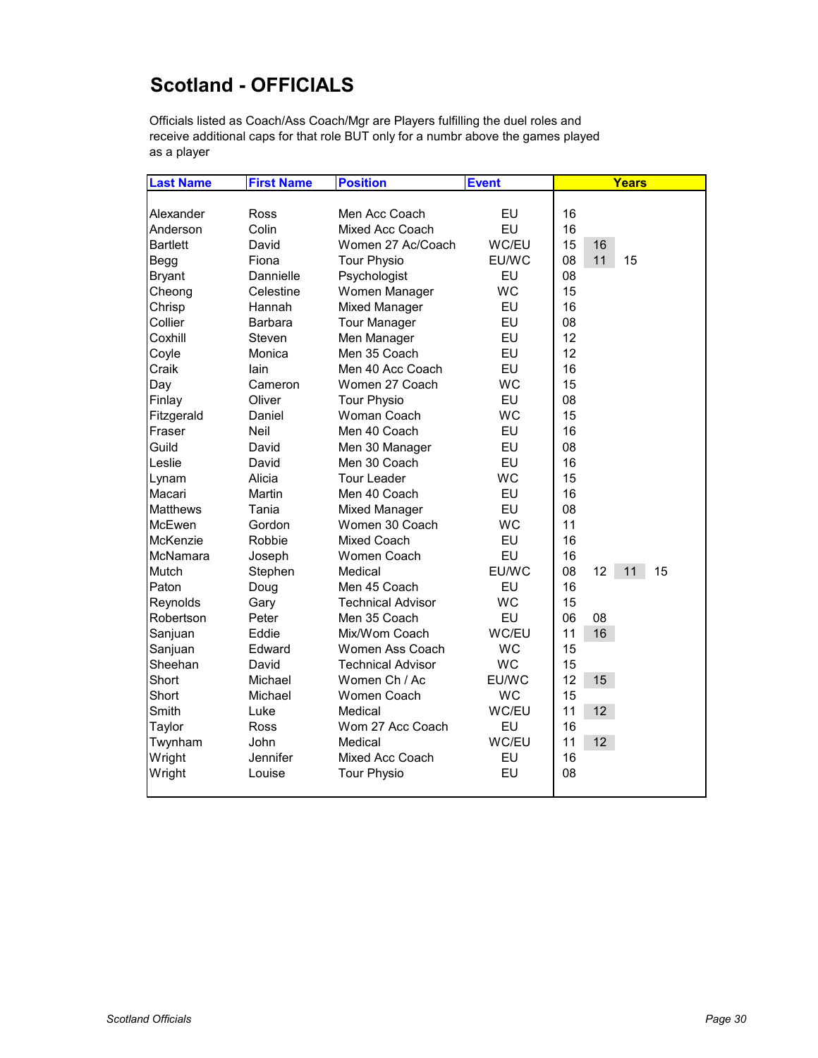# Scotland - OFFICIALS

Officials listed as Coach/Ass Coach/Mgr are Players fulfilling the duel roles and receive additional caps for that role BUT only for a numbr above the games played as a player

| Last Name | First Name | Position | Event | Years | | | |
|---|---|---|---|---|---|---|---|
| Alexander | Ross | Men Acc Coach | EU | 16 | | | |
| Anderson | Colin | Mixed Acc Coach | EU | 16 | | | |
| Bartlett | David | Women 27 Ac/Coach | WC/EU | 15 | 16 | | |
| Begg | Fiona | Tour Physio | EU/WC | 08 | 11 | 15 | |
| Bryant | Dannielle | Psychologist | EU | 08 | | | |
| Cheong | Celestine | Women Manager | WC | 15 | | | |
| Chrisp | Hannah | Mixed Manager | EU | 16 | | | |
| Collier | Barbara | Tour Manager | EU | 08 | | | |
| Coxhill | Steven | Men Manager | EU | 12 | | | |
| Coyle | Monica | Men 35 Coach | EU | 12 | | | |
| Craik | Iain | Men 40 Acc Coach | EU | 16 | | | |
| Day | Cameron | Women 27 Coach | WC | 15 | | | |
| Finlay | Oliver | Tour Physio | EU | 08 | | | |
| Fitzgerald | Daniel | Woman Coach | WC | 15 | | | |
| Fraser | Neil | Men 40 Coach | EU | 16 | | | |
| Guild | David | Men 30 Manager | EU | 08 | | | |
| Leslie | David | Men 30 Coach | EU | 16 | | | |
| Lynam | Alicia | Tour Leader | WC | 15 | | | |
| Macari | Martin | Men 40 Coach | EU | 16 | | | |
| Matthews | Tania | Mixed Manager | EU | 08 | | | |
| McEwen | Gordon | Women 30 Coach | WC | 11 | | | |
| McKenzie | Robbie | Mixed Coach | EU | 16 | | | |
| McNamara | Joseph | Women Coach | EU | 16 | | | |
| Mutch | Stephen | Medical | EU/WC | 08 | 12 | 11 | 15 |
| Paton | Doug | Men 45 Coach | EU | 16 | | | |
| Reynolds | Gary | Technical Advisor | WC | 15 | | | |
| Robertson | Peter | Men 35 Coach | EU | 06 | 08 | | |
| Sanjuan | Eddie | Mix/Wom Coach | WC/EU | 11 | 16 | | |
| Sanjuan | Edward | Women Ass Coach | WC | 15 | | | |
| Sheehan | David | Technical Advisor | WC | 15 | | | |
| Short | Michael | Women Ch / Ac | EU/WC | 12 | 15 | | |
| Short | Michael | Women Coach | WC | 15 | | | |
| Smith | Luke | Medical | WC/EU | 11 | 12 | | |
| Taylor | Ross | Wom 27 Acc Coach | EU | 16 | | | |
| Twynham | John | Medical | WC/EU | 11 | 12 | | |
| Wright | Jennifer | Mixed Acc Coach | EU | 16 | | | |
| Wright | Louise | Tour Physio | EU | 08 | | | |